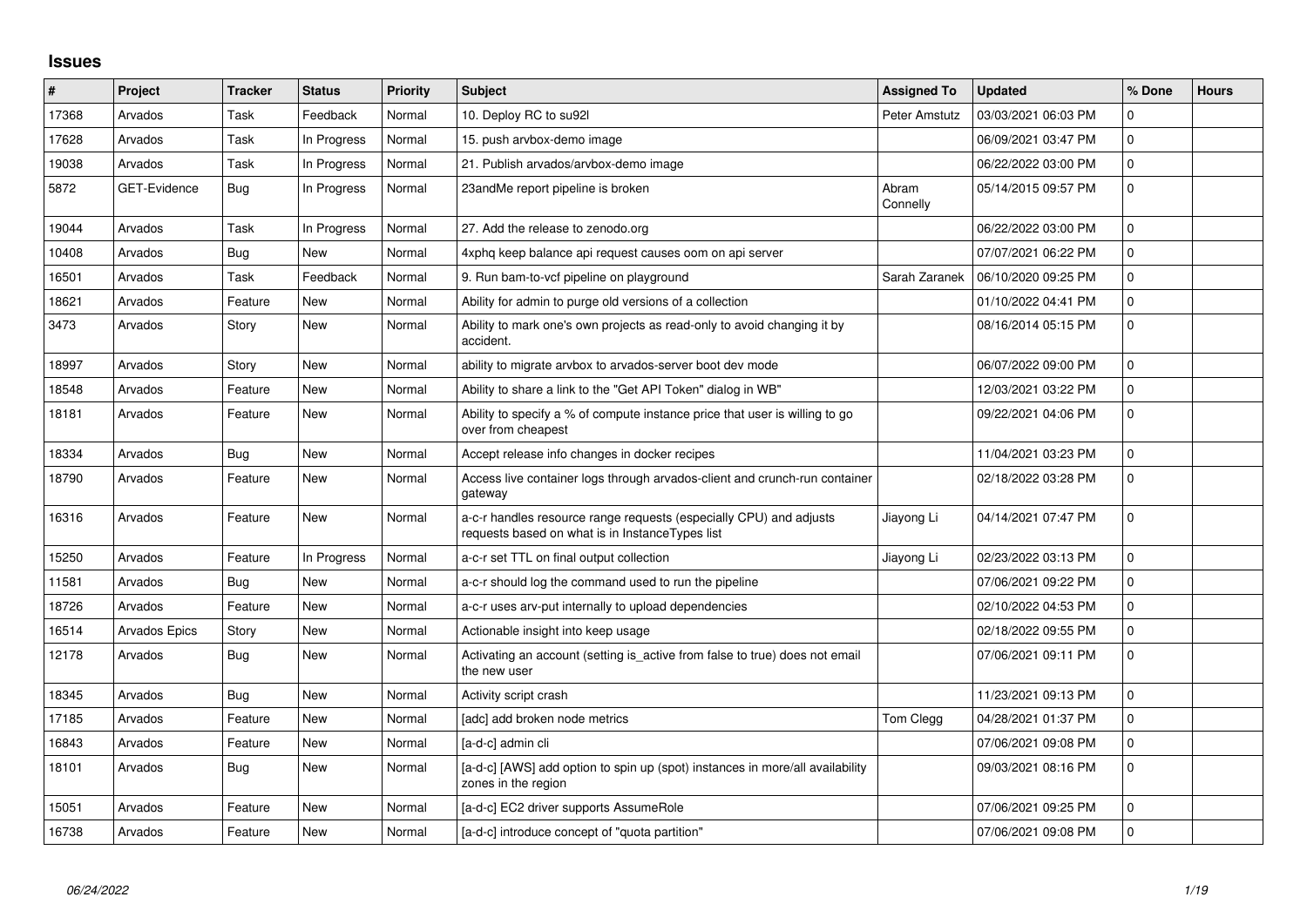## Issues

| # | Project | Tracker | Status | Priority | Subject | Assigned To | Updated | % Done | Hours |
|---|---|---|---|---|---|---|---|---|---|
| 17368 | Arvados | Task | Feedback | Normal | 10. Deploy RC to su92l | Peter Amstutz | 03/03/2021 06:03 PM | 0 | |
| 17628 | Arvados | Task | In Progress | Normal | 15. push arvbox-demo image | | 06/09/2021 03:47 PM | 0 | |
| 19038 | Arvados | Task | In Progress | Normal | 21. Publish arvados/arvbox-demo image | | 06/22/2022 03:00 PM | 0 | |
| 5872 | GET-Evidence | Bug | In Progress | Normal | 23andMe report pipeline is broken | Abram Connelly | 05/14/2015 09:57 PM | 0 | |
| 19044 | Arvados | Task | In Progress | Normal | 27. Add the release to zenodo.org | | 06/22/2022 03:00 PM | 0 | |
| 10408 | Arvados | Bug | New | Normal | 4xphq keep balance api request causes oom on api server | | 07/07/2021 06:22 PM | 0 | |
| 16501 | Arvados | Task | Feedback | Normal | 9. Run bam-to-vcf pipeline on playground | Sarah Zaranek | 06/10/2020 09:25 PM | 0 | |
| 18621 | Arvados | Feature | New | Normal | Ability for admin to purge old versions of a collection | | 01/10/2022 04:41 PM | 0 | |
| 3473 | Arvados | Story | New | Normal | Ability to mark one's own projects as read-only to avoid changing it by accident. | | 08/16/2014 05:15 PM | 0 | |
| 18997 | Arvados | Story | New | Normal | ability to migrate arvbox to arvados-server boot dev mode | | 06/07/2022 09:00 PM | 0 | |
| 18548 | Arvados | Feature | New | Normal | Ability to share a link to the "Get API Token" dialog in WB" | | 12/03/2021 03:22 PM | 0 | |
| 18181 | Arvados | Feature | New | Normal | Ability to specify a % of compute instance price that user is willing to go over from cheapest | | 09/22/2021 04:06 PM | 0 | |
| 18334 | Arvados | Bug | New | Normal | Accept release info changes in docker recipes | | 11/04/2021 03:23 PM | 0 | |
| 18790 | Arvados | Feature | New | Normal | Access live container logs through arvados-client and crunch-run container gateway | | 02/18/2022 03:28 PM | 0 | |
| 16316 | Arvados | Feature | New | Normal | a-c-r handles resource range requests (especially CPU) and adjusts requests based on what is in InstanceTypes list | Jiayong Li | 04/14/2021 07:47 PM | 0 | |
| 15250 | Arvados | Feature | In Progress | Normal | a-c-r set TTL on final output collection | Jiayong Li | 02/23/2022 03:13 PM | 0 | |
| 11581 | Arvados | Bug | New | Normal | a-c-r should log the command used to run the pipeline | | 07/06/2021 09:22 PM | 0 | |
| 18726 | Arvados | Feature | New | Normal | a-c-r uses arv-put internally to upload dependencies | | 02/10/2022 04:53 PM | 0 | |
| 16514 | Arvados Epics | Story | New | Normal | Actionable insight into keep usage | | 02/18/2022 09:55 PM | 0 | |
| 12178 | Arvados | Bug | New | Normal | Activating an account (setting is_active from false to true) does not email the new user | | 07/06/2021 09:11 PM | 0 | |
| 18345 | Arvados | Bug | New | Normal | Activity script crash | | 11/23/2021 09:13 PM | 0 | |
| 17185 | Arvados | Feature | New | Normal | [adc] add broken node metrics | Tom Clegg | 04/28/2021 01:37 PM | 0 | |
| 16843 | Arvados | Feature | New | Normal | [a-d-c] admin cli | | 07/06/2021 09:08 PM | 0 | |
| 18101 | Arvados | Bug | New | Normal | [a-d-c] [AWS] add option to spin up (spot) instances in more/all availability zones in the region | | 09/03/2021 08:16 PM | 0 | |
| 15051 | Arvados | Feature | New | Normal | [a-d-c] EC2 driver supports AssumeRole | | 07/06/2021 09:25 PM | 0 | |
| 16738 | Arvados | Feature | New | Normal | [a-d-c] introduce concept of "quota partition" | | 07/06/2021 09:08 PM | 0 | |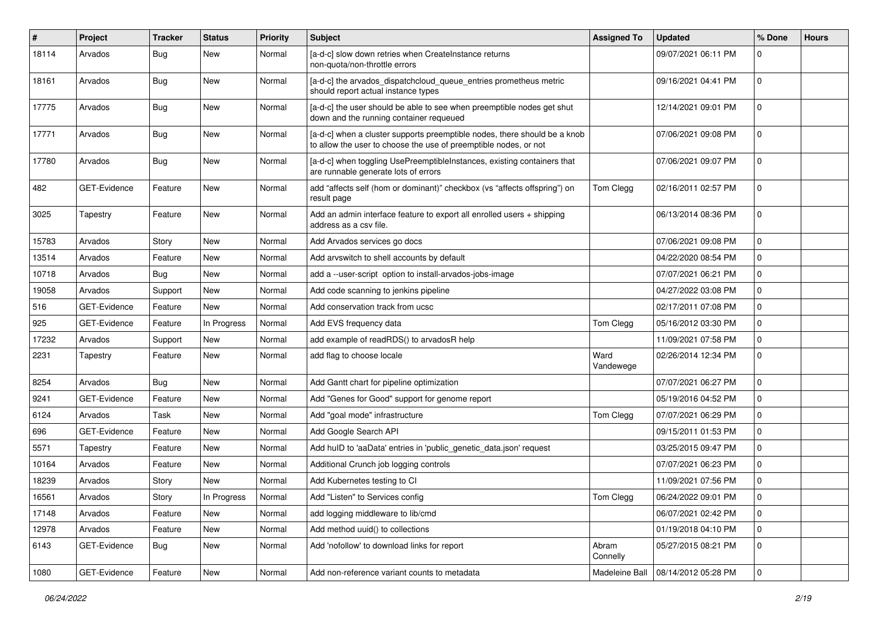| # | Project | Tracker | Status | Priority | Subject | Assigned To | Updated | % Done | Hours |
|---|---|---|---|---|---|---|---|---|---|
| 18114 | Arvados | Bug | New | Normal | [a-d-c] slow down retries when CreateInstance returns non-quota/non-throttle errors | | 09/07/2021 06:11 PM | 0 | |
| 18161 | Arvados | Bug | New | Normal | [a-d-c] the arvados_dispatchcloud_queue_entries prometheus metric should report actual instance types | | 09/16/2021 04:41 PM | 0 | |
| 17775 | Arvados | Bug | New | Normal | [a-d-c] the user should be able to see when preemptible nodes get shut down and the running container requeued | | 12/14/2021 09:01 PM | 0 | |
| 17771 | Arvados | Bug | New | Normal | [a-d-c] when a cluster supports preemptible nodes, there should be a knob to allow the user to choose the use of preemptible nodes, or not | | 07/06/2021 09:08 PM | 0 | |
| 17780 | Arvados | Bug | New | Normal | [a-d-c] when toggling UsePreemptibleInstances, existing containers that are runnable generate lots of errors | | 07/06/2021 09:07 PM | 0 | |
| 482 | GET-Evidence | Feature | New | Normal | add “affects self (hom or dominant)” checkbox (vs “affects offspring”) on result page | Tom Clegg | 02/16/2011 02:57 PM | 0 | |
| 3025 | Tapestry | Feature | New | Normal | Add an admin interface feature to export all enrolled users + shipping address as a csv file. | | 06/13/2014 08:36 PM | 0 | |
| 15783 | Arvados | Story | New | Normal | Add Arvados services go docs | | 07/06/2021 09:08 PM | 0 | |
| 13514 | Arvados | Feature | New | Normal | Add arvswitch to shell accounts by default | | 04/22/2020 08:54 PM | 0 | |
| 10718 | Arvados | Bug | New | Normal | add a --user-script option to install-arvados-jobs-image | | 07/07/2021 06:21 PM | 0 | |
| 19058 | Arvados | Support | New | Normal | Add code scanning to jenkins pipeline | | 04/27/2022 03:08 PM | 0 | |
| 516 | GET-Evidence | Feature | New | Normal | Add conservation track from ucsc | | 02/17/2011 07:08 PM | 0 | |
| 925 | GET-Evidence | Feature | In Progress | Normal | Add EVS frequency data | Tom Clegg | 05/16/2012 03:30 PM | 0 | |
| 17232 | Arvados | Support | New | Normal | add example of readRDS() to arvadosR help | | 11/09/2021 07:58 PM | 0 | |
| 2231 | Tapestry | Feature | New | Normal | add flag to choose locale | Ward Vandewege | 02/26/2014 12:34 PM | 0 | |
| 8254 | Arvados | Bug | New | Normal | Add Gantt chart for pipeline optimization | | 07/07/2021 06:27 PM | 0 | |
| 9241 | GET-Evidence | Feature | New | Normal | Add "Genes for Good" support for genome report | | 05/19/2016 04:52 PM | 0 | |
| 6124 | Arvados | Task | New | Normal | Add "goal mode" infrastructure | Tom Clegg | 07/07/2021 06:29 PM | 0 | |
| 696 | GET-Evidence | Feature | New | Normal | Add Google Search API | | 09/15/2011 01:53 PM | 0 | |
| 5571 | Tapestry | Feature | New | Normal | Add huID to 'aaData' entries in 'public_genetic_data.json' request | | 03/25/2015 09:47 PM | 0 | |
| 10164 | Arvados | Feature | New | Normal | Additional Crunch job logging controls | | 07/07/2021 06:23 PM | 0 | |
| 18239 | Arvados | Story | New | Normal | Add Kubernetes testing to CI | | 11/09/2021 07:56 PM | 0 | |
| 16561 | Arvados | Story | In Progress | Normal | Add "Listen" to Services config | Tom Clegg | 06/24/2022 09:01 PM | 0 | |
| 17148 | Arvados | Feature | New | Normal | add logging middleware to lib/cmd | | 06/07/2021 02:42 PM | 0 | |
| 12978 | Arvados | Feature | New | Normal | Add method uuid() to collections | | 01/19/2018 04:10 PM | 0 | |
| 6143 | GET-Evidence | Bug | New | Normal | Add 'nofollow' to download links for report | Abram Connelly | 05/27/2015 08:21 PM | 0 | |
| 1080 | GET-Evidence | Feature | New | Normal | Add non-reference variant counts to metadata | Madeleine Ball | 08/14/2012 05:28 PM | 0 | |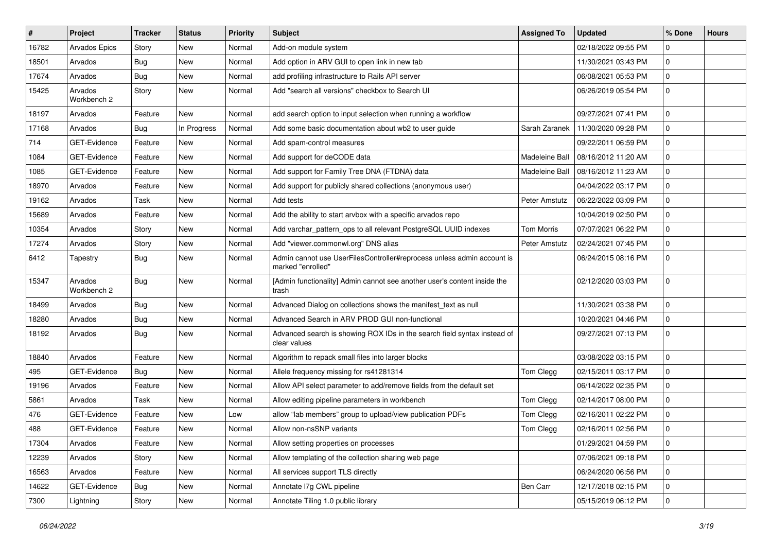| # | Project | Tracker | Status | Priority | Subject | Assigned To | Updated | % Done | Hours |
|---|---|---|---|---|---|---|---|---|---|
| 16782 | Arvados Epics | Story | New | Normal | Add-on module system | | 02/18/2022 09:55 PM | 0 | |
| 18501 | Arvados | Bug | New | Normal | Add option in ARV GUI to open link in new tab | | 11/30/2021 03:43 PM | 0 | |
| 17674 | Arvados | Bug | New | Normal | add profiling infrastructure to Rails API server | | 06/08/2021 05:53 PM | 0 | |
| 15425 | Arvados Workbench 2 | Story | New | Normal | Add "search all versions" checkbox to Search UI | | 06/26/2019 05:54 PM | 0 | |
| 18197 | Arvados | Feature | New | Normal | add search option to input selection when running a workflow | | 09/27/2021 07:41 PM | 0 | |
| 17168 | Arvados | Bug | In Progress | Normal | Add some basic documentation about wb2 to user guide | Sarah Zaranek | 11/30/2020 09:28 PM | 0 | |
| 714 | GET-Evidence | Feature | New | Normal | Add spam-control measures | | 09/22/2011 06:59 PM | 0 | |
| 1084 | GET-Evidence | Feature | New | Normal | Add support for deCODE data | Madeleine Ball | 08/16/2012 11:20 AM | 0 | |
| 1085 | GET-Evidence | Feature | New | Normal | Add support for Family Tree DNA (FTDNA) data | Madeleine Ball | 08/16/2012 11:23 AM | 0 | |
| 18970 | Arvados | Feature | New | Normal | Add support for publicly shared collections (anonymous user) | | 04/04/2022 03:17 PM | 0 | |
| 19162 | Arvados | Task | New | Normal | Add tests | Peter Amstutz | 06/22/2022 03:09 PM | 0 | |
| 15689 | Arvados | Feature | New | Normal | Add the ability to start arvbox with a specific arvados repo | | 10/04/2019 02:50 PM | 0 | |
| 10354 | Arvados | Story | New | Normal | Add varchar_pattern_ops to all relevant PostgreSQL UUID indexes | Tom Morris | 07/07/2021 06:22 PM | 0 | |
| 17274 | Arvados | Story | New | Normal | Add "viewer.commonwl.org" DNS alias | Peter Amstutz | 02/24/2021 07:45 PM | 0 | |
| 6412 | Tapestry | Bug | New | Normal | Admin cannot use UserFilesController#reprocess unless admin account is marked "enrolled" | | 06/24/2015 08:16 PM | 0 | |
| 15347 | Arvados Workbench 2 | Bug | New | Normal | [Admin functionality] Admin cannot see another user's content inside the trash | | 02/12/2020 03:03 PM | 0 | |
| 18499 | Arvados | Bug | New | Normal | Advanced Dialog on collections shows the manifest_text as null | | 11/30/2021 03:38 PM | 0 | |
| 18280 | Arvados | Bug | New | Normal | Advanced Search in ARV PROD GUI non-functional | | 10/20/2021 04:46 PM | 0 | |
| 18192 | Arvados | Bug | New | Normal | Advanced search is showing ROX IDs in the search field syntax instead of clear values | | 09/27/2021 07:13 PM | 0 | |
| 18840 | Arvados | Feature | New | Normal | Algorithm to repack small files into larger blocks | | 03/08/2022 03:15 PM | 0 | |
| 495 | GET-Evidence | Bug | New | Normal | Allele frequency missing for rs41281314 | Tom Clegg | 02/15/2011 03:17 PM | 0 | |
| 19196 | Arvados | Feature | New | Normal | Allow API select parameter to add/remove fields from the default set | | 06/14/2022 02:35 PM | 0 | |
| 5861 | Arvados | Task | New | Normal | Allow editing pipeline parameters in workbench | Tom Clegg | 02/14/2017 08:00 PM | 0 | |
| 476 | GET-Evidence | Feature | New | Low | allow "lab members" group to upload/view publication PDFs | Tom Clegg | 02/16/2011 02:22 PM | 0 | |
| 488 | GET-Evidence | Feature | New | Normal | Allow non-nsSNP variants | Tom Clegg | 02/16/2011 02:56 PM | 0 | |
| 17304 | Arvados | Feature | New | Normal | Allow setting properties on processes | | 01/29/2021 04:59 PM | 0 | |
| 12239 | Arvados | Story | New | Normal | Allow templating of the collection sharing web page | | 07/06/2021 09:18 PM | 0 | |
| 16563 | Arvados | Feature | New | Normal | All services support TLS directly | | 06/24/2020 06:56 PM | 0 | |
| 14622 | GET-Evidence | Bug | New | Normal | Annotate l7g CWL pipeline | Ben Carr | 12/17/2018 02:15 PM | 0 | |
| 7300 | Lightning | Story | New | Normal | Annotate Tiling 1.0 public library | | 05/15/2019 06:12 PM | 0 | |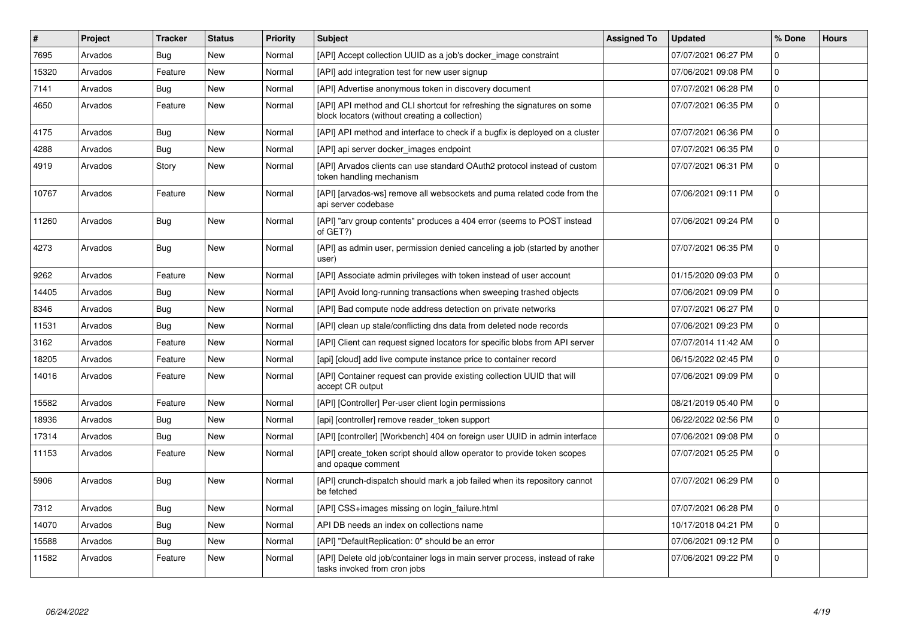| # | Project | Tracker | Status | Priority | Subject | Assigned To | Updated | % Done | Hours |
|---|---|---|---|---|---|---|---|---|---|
| 7695 | Arvados | Bug | New | Normal | [API] Accept collection UUID as a job's docker_image constraint | | 07/07/2021 06:27 PM | 0 | |
| 15320 | Arvados | Feature | New | Normal | [API] add integration test for new user signup | | 07/06/2021 09:08 PM | 0 | |
| 7141 | Arvados | Bug | New | Normal | [API] Advertise anonymous token in discovery document | | 07/07/2021 06:28 PM | 0 | |
| 4650 | Arvados | Feature | New | Normal | [API] API method and CLI shortcut for refreshing the signatures on some block locators (without creating a collection) | | 07/07/2021 06:35 PM | 0 | |
| 4175 | Arvados | Bug | New | Normal | [API] API method and interface to check if a bugfix is deployed on a cluster | | 07/07/2021 06:36 PM | 0 | |
| 4288 | Arvados | Bug | New | Normal | [API] api server docker_images endpoint | | 07/07/2021 06:35 PM | 0 | |
| 4919 | Arvados | Story | New | Normal | [API] Arvados clients can use standard OAuth2 protocol instead of custom token handling mechanism | | 07/07/2021 06:31 PM | 0 | |
| 10767 | Arvados | Feature | New | Normal | [API] [arvados-ws] remove all websockets and puma related code from the api server codebase | | 07/06/2021 09:11 PM | 0 | |
| 11260 | Arvados | Bug | New | Normal | [API] "arv group contents" produces a 404 error (seems to POST instead of GET?) | | 07/06/2021 09:24 PM | 0 | |
| 4273 | Arvados | Bug | New | Normal | [API] as admin user, permission denied canceling a job (started by another user) | | 07/07/2021 06:35 PM | 0 | |
| 9262 | Arvados | Feature | New | Normal | [API] Associate admin privileges with token instead of user account | | 01/15/2020 09:03 PM | 0 | |
| 14405 | Arvados | Bug | New | Normal | [API] Avoid long-running transactions when sweeping trashed objects | | 07/06/2021 09:09 PM | 0 | |
| 8346 | Arvados | Bug | New | Normal | [API] Bad compute node address detection on private networks | | 07/07/2021 06:27 PM | 0 | |
| 11531 | Arvados | Bug | New | Normal | [API] clean up stale/conflicting dns data from deleted node records | | 07/06/2021 09:23 PM | 0 | |
| 3162 | Arvados | Feature | New | Normal | [API] Client can request signed locators for specific blobs from API server | | 07/07/2014 11:42 AM | 0 | |
| 18205 | Arvados | Feature | New | Normal | [api] [cloud] add live compute instance price to container record | | 06/15/2022 02:45 PM | 0 | |
| 14016 | Arvados | Feature | New | Normal | [API] Container request can provide existing collection UUID that will accept CR output | | 07/06/2021 09:09 PM | 0 | |
| 15582 | Arvados | Feature | New | Normal | [API] [Controller] Per-user client login permissions | | 08/21/2019 05:40 PM | 0 | |
| 18936 | Arvados | Bug | New | Normal | [api] [controller] remove reader_token support | | 06/22/2022 02:56 PM | 0 | |
| 17314 | Arvados | Bug | New | Normal | [API] [controller] [Workbench] 404 on foreign user UUID in admin interface | | 07/06/2021 09:08 PM | 0 | |
| 11153 | Arvados | Feature | New | Normal | [API] create_token script should allow operator to provide token scopes and opaque comment | | 07/07/2021 05:25 PM | 0 | |
| 5906 | Arvados | Bug | New | Normal | [API] crunch-dispatch should mark a job failed when its repository cannot be fetched | | 07/07/2021 06:29 PM | 0 | |
| 7312 | Arvados | Bug | New | Normal | [API] CSS+images missing on login_failure.html | | 07/07/2021 06:28 PM | 0 | |
| 14070 | Arvados | Bug | New | Normal | API DB needs an index on collections name | | 10/17/2018 04:21 PM | 0 | |
| 15588 | Arvados | Bug | New | Normal | [API] "DefaultReplication: 0" should be an error | | 07/06/2021 09:12 PM | 0 | |
| 11582 | Arvados | Feature | New | Normal | [API] Delete old job/container logs in main server process, instead of rake tasks invoked from cron jobs | | 07/06/2021 09:22 PM | 0 | |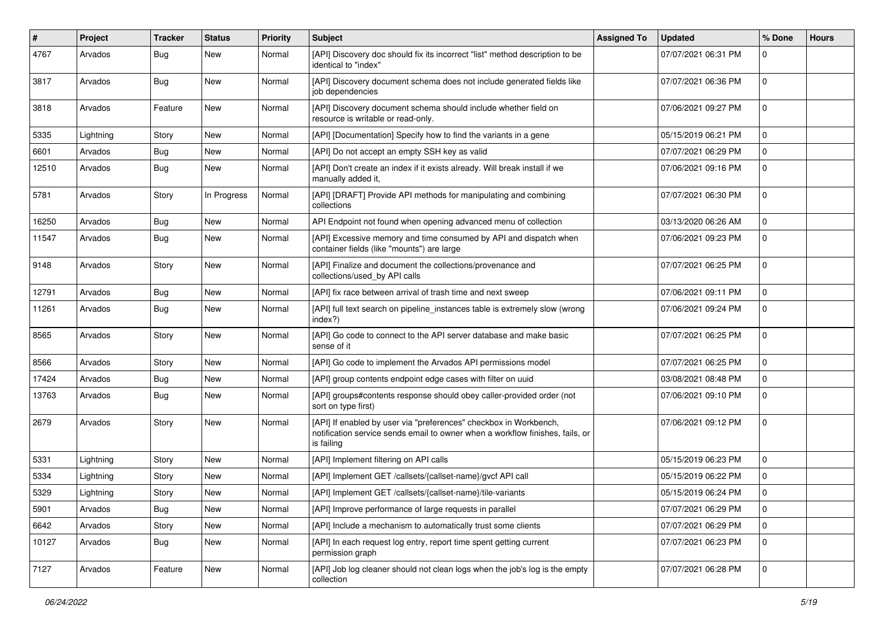| # | Project | Tracker | Status | Priority | Subject | Assigned To | Updated | % Done | Hours |
|---|---|---|---|---|---|---|---|---|---|
| 4767 | Arvados | Bug | New | Normal | [API] Discovery doc should fix its incorrect "list" method description to be identical to "index" | | 07/07/2021 06:31 PM | 0 | |
| 3817 | Arvados | Bug | New | Normal | [API] Discovery document schema does not include generated fields like job dependencies | | 07/07/2021 06:36 PM | 0 | |
| 3818 | Arvados | Feature | New | Normal | [API] Discovery document schema should include whether field on resource is writable or read-only. | | 07/06/2021 09:27 PM | 0 | |
| 5335 | Lightning | Story | New | Normal | [API] [Documentation] Specify how to find the variants in a gene | | 05/15/2019 06:21 PM | 0 | |
| 6601 | Arvados | Bug | New | Normal | [API] Do not accept an empty SSH key as valid | | 07/07/2021 06:29 PM | 0 | |
| 12510 | Arvados | Bug | New | Normal | [API] Don't create an index if it exists already. Will break install if we manually added it, | | 07/06/2021 09:16 PM | 0 | |
| 5781 | Arvados | Story | In Progress | Normal | [API] [DRAFT] Provide API methods for manipulating and combining collections | | 07/07/2021 06:30 PM | 0 | |
| 16250 | Arvados | Bug | New | Normal | API Endpoint not found when opening advanced menu of collection | | 03/13/2020 06:26 AM | 0 | |
| 11547 | Arvados | Bug | New | Normal | [API] Excessive memory and time consumed by API and dispatch when container fields (like "mounts") are large | | 07/06/2021 09:23 PM | 0 | |
| 9148 | Arvados | Story | New | Normal | [API] Finalize and document the collections/provenance and collections/used_by API calls | | 07/07/2021 06:25 PM | 0 | |
| 12791 | Arvados | Bug | New | Normal | [API] fix race between arrival of trash time and next sweep | | 07/06/2021 09:11 PM | 0 | |
| 11261 | Arvados | Bug | New | Normal | [API] full text search on pipeline_instances table is extremely slow (wrong index?) | | 07/06/2021 09:24 PM | 0 | |
| 8565 | Arvados | Story | New | Normal | [API] Go code to connect to the API server database and make basic sense of it | | 07/07/2021 06:25 PM | 0 | |
| 8566 | Arvados | Story | New | Normal | [API] Go code to implement the Arvados API permissions model | | 07/07/2021 06:25 PM | 0 | |
| 17424 | Arvados | Bug | New | Normal | [API] group contents endpoint edge cases with filter on uuid | | 03/08/2021 08:48 PM | 0 | |
| 13763 | Arvados | Bug | New | Normal | [API] groups#contents response should obey caller-provided order (not sort on type first) | | 07/06/2021 09:10 PM | 0 | |
| 2679 | Arvados | Story | New | Normal | [API] If enabled by user via "preferences" checkbox in Workbench, notification service sends email to owner when a workflow finishes, fails, or is failing | | 07/06/2021 09:12 PM | 0 | |
| 5331 | Lightning | Story | New | Normal | [API] Implement filtering on API calls | | 05/15/2019 06:23 PM | 0 | |
| 5334 | Lightning | Story | New | Normal | [API] Implement GET /callsets/{callset-name}/gvcf API call | | 05/15/2019 06:22 PM | 0 | |
| 5329 | Lightning | Story | New | Normal | [API] Implement GET /callsets/{callset-name}/tile-variants | | 05/15/2019 06:24 PM | 0 | |
| 5901 | Arvados | Bug | New | Normal | [API] Improve performance of large requests in parallel | | 07/07/2021 06:29 PM | 0 | |
| 6642 | Arvados | Story | New | Normal | [API] Include a mechanism to automatically trust some clients | | 07/07/2021 06:29 PM | 0 | |
| 10127 | Arvados | Bug | New | Normal | [API] In each request log entry, report time spent getting current permission graph | | 07/07/2021 06:23 PM | 0 | |
| 7127 | Arvados | Feature | New | Normal | [API] Job log cleaner should not clean logs when the job's log is the empty collection | | 07/07/2021 06:28 PM | 0 | |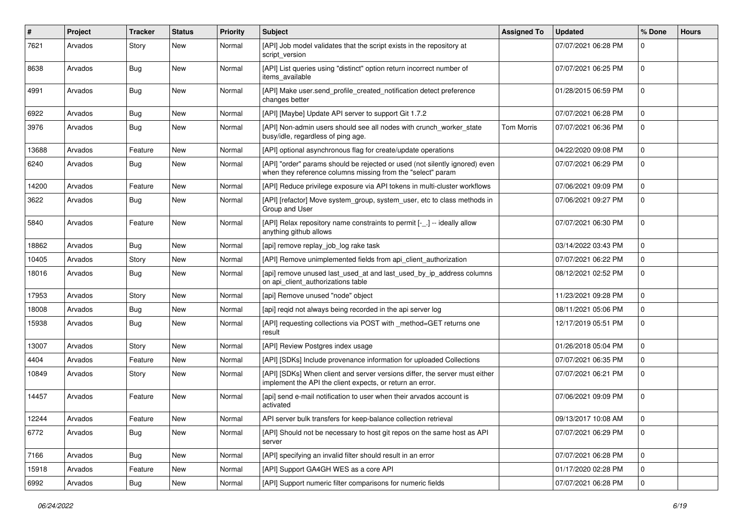| # | Project | Tracker | Status | Priority | Subject | Assigned To | Updated | % Done | Hours |
|---|---|---|---|---|---|---|---|---|---|
| 7621 | Arvados | Story | New | Normal | [API] Job model validates that the script exists in the repository at script_version | | 07/07/2021 06:28 PM | 0 | |
| 8638 | Arvados | Bug | New | Normal | [API] List queries using "distinct" option return incorrect number of items_available | | 07/07/2021 06:25 PM | 0 | |
| 4991 | Arvados | Bug | New | Normal | [API] Make user.send_profile_created_notification detect preference changes better | | 01/28/2015 06:59 PM | 0 | |
| 6922 | Arvados | Bug | New | Normal | [API] [Maybe] Update API server to support Git 1.7.2 | | 07/07/2021 06:28 PM | 0 | |
| 3976 | Arvados | Bug | New | Normal | [API] Non-admin users should see all nodes with crunch_worker_state busy/idle, regardless of ping age. | Tom Morris | 07/07/2021 06:36 PM | 0 | |
| 13688 | Arvados | Feature | New | Normal | [API] optional asynchronous flag for create/update operations | | 04/22/2020 09:08 PM | 0 | |
| 6240 | Arvados | Bug | New | Normal | [API] "order" params should be rejected or used (not silently ignored) even when they reference columns missing from the "select" param | | 07/07/2021 06:29 PM | 0 | |
| 14200 | Arvados | Feature | New | Normal | [API] Reduce privilege exposure via API tokens in multi-cluster workflows | | 07/06/2021 09:09 PM | 0 | |
| 3622 | Arvados | Bug | New | Normal | [API] [refactor] Move system_group, system_user, etc to class methods in Group and User | | 07/06/2021 09:27 PM | 0 | |
| 5840 | Arvados | Feature | New | Normal | [API] Relax repository name constraints to permit [-_.] -- ideally allow anything github allows | | 07/07/2021 06:30 PM | 0 | |
| 18862 | Arvados | Bug | New | Normal | [api] remove replay_job_log rake task | | 03/14/2022 03:43 PM | 0 | |
| 10405 | Arvados | Story | New | Normal | [API] Remove unimplemented fields from api_client_authorization | | 07/07/2021 06:22 PM | 0 | |
| 18016 | Arvados | Bug | New | Normal | [api] remove unused last_used_at and last_used_by_ip_address columns on api_client_authorizations table | | 08/12/2021 02:52 PM | 0 | |
| 17953 | Arvados | Story | New | Normal | [api] Remove unused "node" object | | 11/23/2021 09:28 PM | 0 | |
| 18008 | Arvados | Bug | New | Normal | [api] reqid not always being recorded in the api server log | | 08/11/2021 05:06 PM | 0 | |
| 15938 | Arvados | Bug | New | Normal | [API] requesting collections via POST with _method=GET returns one result | | 12/17/2019 05:51 PM | 0 | |
| 13007 | Arvados | Story | New | Normal | [API] Review Postgres index usage | | 01/26/2018 05:04 PM | 0 | |
| 4404 | Arvados | Feature | New | Normal | [API] [SDKs] Include provenance information for uploaded Collections | | 07/07/2021 06:35 PM | 0 | |
| 10849 | Arvados | Story | New | Normal | [API] [SDKs] When client and server versions differ, the server must either implement the API the client expects, or return an error. | | 07/07/2021 06:21 PM | 0 | |
| 14457 | Arvados | Feature | New | Normal | [api] send e-mail notification to user when their arvados account is activated | | 07/06/2021 09:09 PM | 0 | |
| 12244 | Arvados | Feature | New | Normal | API server bulk transfers for keep-balance collection retrieval | | 09/13/2017 10:08 AM | 0 | |
| 6772 | Arvados | Bug | New | Normal | [API] Should not be necessary to host git repos on the same host as API server | | 07/07/2021 06:29 PM | 0 | |
| 7166 | Arvados | Bug | New | Normal | [API] specifying an invalid filter should result in an error | | 07/07/2021 06:28 PM | 0 | |
| 15918 | Arvados | Feature | New | Normal | [API] Support GA4GH WES as a core API | | 01/17/2020 02:28 PM | 0 | |
| 6992 | Arvados | Bug | New | Normal | [API] Support numeric filter comparisons for numeric fields | | 07/07/2021 06:28 PM | 0 | |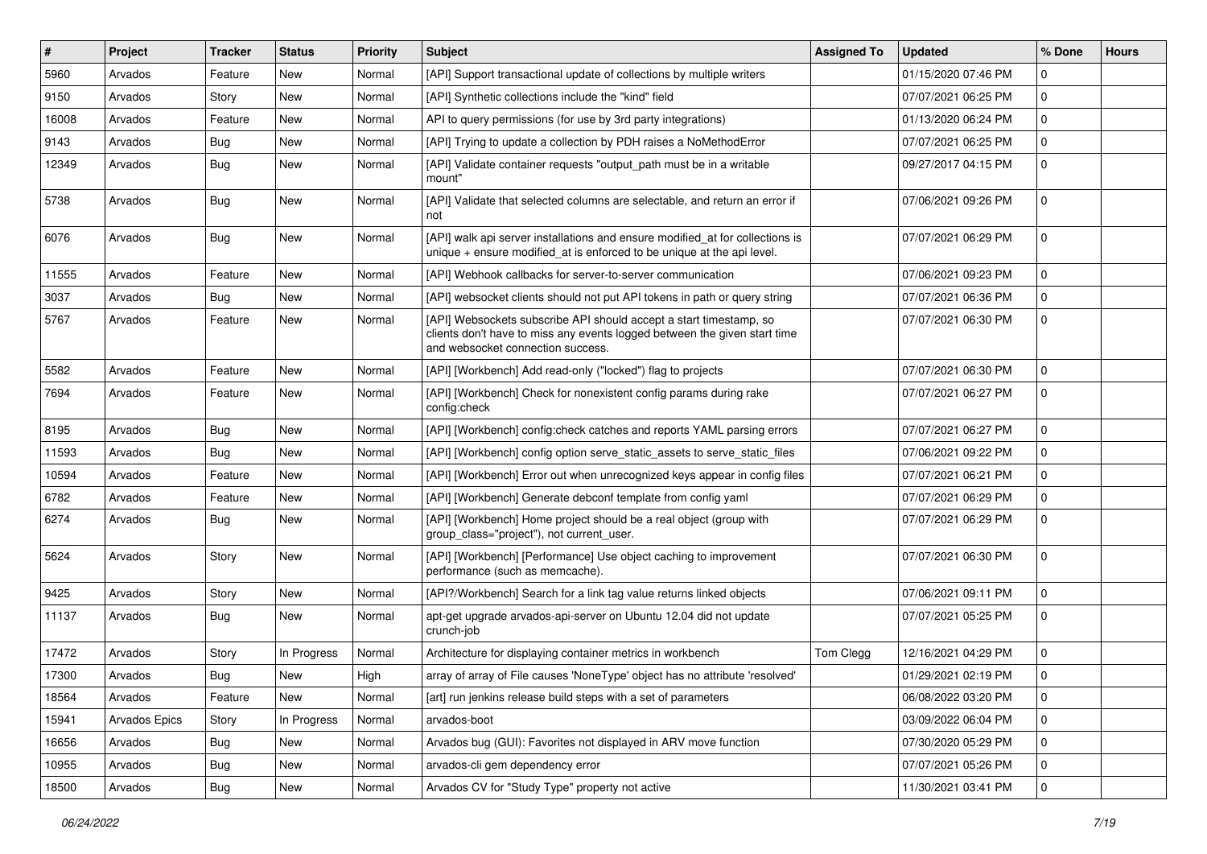| # | Project | Tracker | Status | Priority | Subject | Assigned To | Updated | % Done | Hours |
|---|---|---|---|---|---|---|---|---|---|
| 5960 | Arvados | Feature | New | Normal | [API] Support transactional update of collections by multiple writers | | 01/15/2020 07:46 PM | 0 | |
| 9150 | Arvados | Story | New | Normal | [API] Synthetic collections include the "kind" field | | 07/07/2021 06:25 PM | 0 | |
| 16008 | Arvados | Feature | New | Normal | API to query permissions (for use by 3rd party integrations) | | 01/13/2020 06:24 PM | 0 | |
| 9143 | Arvados | Bug | New | Normal | [API] Trying to update a collection by PDH raises a NoMethodError | | 07/07/2021 06:25 PM | 0 | |
| 12349 | Arvados | Bug | New | Normal | [API] Validate container requests "output_path must be in a writable mount" | | 09/27/2017 04:15 PM | 0 | |
| 5738 | Arvados | Bug | New | Normal | [API] Validate that selected columns are selectable, and return an error if not | | 07/06/2021 09:26 PM | 0 | |
| 6076 | Arvados | Bug | New | Normal | [API] walk api server installations and ensure modified_at for collections is unique + ensure modified_at is enforced to be unique at the api level. | | 07/07/2021 06:29 PM | 0 | |
| 11555 | Arvados | Feature | New | Normal | [API] Webhook callbacks for server-to-server communication | | 07/06/2021 09:23 PM | 0 | |
| 3037 | Arvados | Bug | New | Normal | [API] websocket clients should not put API tokens in path or query string | | 07/07/2021 06:36 PM | 0 | |
| 5767 | Arvados | Feature | New | Normal | [API] Websockets subscribe API should accept a start timestamp, so clients don't have to miss any events logged between the given start time and websocket connection success. | | 07/07/2021 06:30 PM | 0 | |
| 5582 | Arvados | Feature | New | Normal | [API] [Workbench] Add read-only ("locked") flag to projects | | 07/07/2021 06:30 PM | 0 | |
| 7694 | Arvados | Feature | New | Normal | [API] [Workbench] Check for nonexistent config params during rake config:check | | 07/07/2021 06:27 PM | 0 | |
| 8195 | Arvados | Bug | New | Normal | [API] [Workbench] config:check catches and reports YAML parsing errors | | 07/07/2021 06:27 PM | 0 | |
| 11593 | Arvados | Bug | New | Normal | [API] [Workbench] config option serve_static_assets to serve_static_files | | 07/06/2021 09:22 PM | 0 | |
| 10594 | Arvados | Feature | New | Normal | [API] [Workbench] Error out when unrecognized keys appear in config files | | 07/07/2021 06:21 PM | 0 | |
| 6782 | Arvados | Feature | New | Normal | [API] [Workbench] Generate debconf template from config yaml | | 07/07/2021 06:29 PM | 0 | |
| 6274 | Arvados | Bug | New | Normal | [API] [Workbench] Home project should be a real object (group with group_class="project"), not current_user. | | 07/07/2021 06:29 PM | 0 | |
| 5624 | Arvados | Story | New | Normal | [API] [Workbench] [Performance] Use object caching to improvement performance (such as memcache). | | 07/07/2021 06:30 PM | 0 | |
| 9425 | Arvados | Story | New | Normal | [API?/Workbench] Search for a link tag value returns linked objects | | 07/06/2021 09:11 PM | 0 | |
| 11137 | Arvados | Bug | New | Normal | apt-get upgrade arvados-api-server on Ubuntu 12.04 did not update crunch-job | | 07/07/2021 05:25 PM | 0 | |
| 17472 | Arvados | Story | In Progress | Normal | Architecture for displaying container metrics in workbench | Tom Clegg | 12/16/2021 04:29 PM | 0 | |
| 17300 | Arvados | Bug | New | High | array of array of File causes 'NoneType' object has no attribute 'resolved' | | 01/29/2021 02:19 PM | 0 | |
| 18564 | Arvados | Feature | New | Normal | [art] run jenkins release build steps with a set of parameters | | 06/08/2022 03:20 PM | 0 | |
| 15941 | Arvados Epics | Story | In Progress | Normal | arvados-boot | | 03/09/2022 06:04 PM | 0 | |
| 16656 | Arvados | Bug | New | Normal | Arvados bug (GUI): Favorites not displayed in ARV move function | | 07/30/2020 05:29 PM | 0 | |
| 10955 | Arvados | Bug | New | Normal | arvados-cli gem dependency error | | 07/07/2021 05:26 PM | 0 | |
| 18500 | Arvados | Bug | New | Normal | Arvados CV for "Study Type" property not active | | 11/30/2021 03:41 PM | 0 | |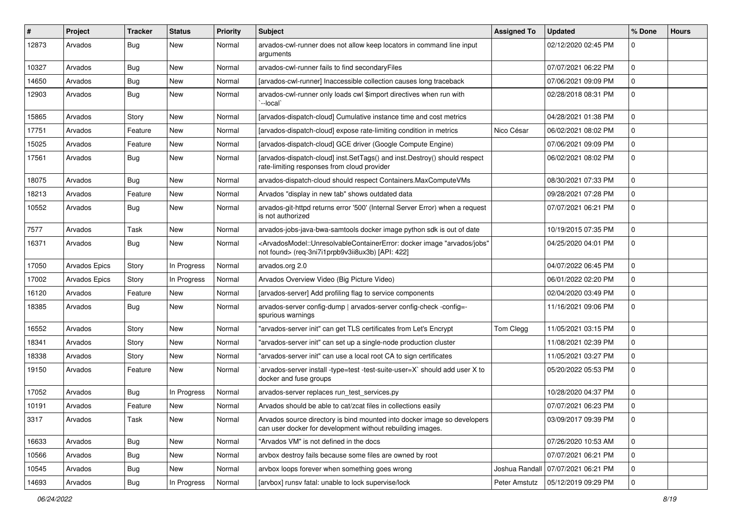| # | Project | Tracker | Status | Priority | Subject | Assigned To | Updated | % Done | Hours |
|---|---|---|---|---|---|---|---|---|---|
| 12873 | Arvados | Bug | New | Normal | arvados-cwl-runner does not allow keep locators in command line input arguments | | 02/12/2020 02:45 PM | 0 | |
| 10327 | Arvados | Bug | New | Normal | arvados-cwl-runner fails to find secondaryFiles | | 07/07/2021 06:22 PM | 0 | |
| 14650 | Arvados | Bug | New | Normal | [arvados-cwl-runner] Inaccessible collection causes long traceback | | 07/06/2021 09:09 PM | 0 | |
| 12903 | Arvados | Bug | New | Normal | arvados-cwl-runner only loads cwl $import directives when run with `--local` | | 02/28/2018 08:31 PM | 0 | |
| 15865 | Arvados | Story | New | Normal | [arvados-dispatch-cloud] Cumulative instance time and cost metrics | | 04/28/2021 01:38 PM | 0 | |
| 17751 | Arvados | Feature | New | Normal | [arvados-dispatch-cloud] expose rate-limiting condition in metrics | Nico César | 06/02/2021 08:02 PM | 0 | |
| 15025 | Arvados | Feature | New | Normal | [arvados-dispatch-cloud] GCE driver (Google Compute Engine) | | 07/06/2021 09:09 PM | 0 | |
| 17561 | Arvados | Bug | New | Normal | [arvados-dispatch-cloud] inst.SetTags() and inst.Destroy() should respect rate-limiting responses from cloud provider | | 06/02/2021 08:02 PM | 0 | |
| 18075 | Arvados | Bug | New | Normal | arvados-dispatch-cloud should respect Containers.MaxComputeVMs | | 08/30/2021 07:33 PM | 0 | |
| 18213 | Arvados | Feature | New | Normal | Arvados "display in new tab" shows outdated data | | 09/28/2021 07:28 PM | 0 | |
| 10552 | Arvados | Bug | New | Normal | arvados-git-httpd returns error '500' (Internal Server Error) when a request is not authorized | | 07/07/2021 06:21 PM | 0 | |
| 7577 | Arvados | Task | New | Normal | arvados-jobs-java-bwa-samtools docker image python sdk is out of date | | 10/19/2015 07:35 PM | 0 | |
| 16371 | Arvados | Bug | New | Normal | <ArvadosModel::UnresolvableContainerError: docker image "arvados/jobs" not found> (req-3ni7i1prpb9v3ii8ux3b) [API: 422] | | 04/25/2020 04:01 PM | 0 | |
| 17050 | Arvados Epics | Story | In Progress | Normal | arvados.org 2.0 | | 04/07/2022 06:45 PM | 0 | |
| 17002 | Arvados Epics | Story | In Progress | Normal | Arvados Overview Video (Big Picture Video) | | 06/01/2022 02:20 PM | 0 | |
| 16120 | Arvados | Feature | New | Normal | [arvados-server] Add profiling flag to service components | | 02/04/2020 03:49 PM | 0 | |
| 18385 | Arvados | Bug | New | Normal | arvados-server config-dump \| arvados-server config-check -config=- spurious warnings | | 11/16/2021 09:06 PM | 0 | |
| 16552 | Arvados | Story | New | Normal | "arvados-server init" can get TLS certificates from Let's Encrypt | Tom Clegg | 11/05/2021 03:15 PM | 0 | |
| 18341 | Arvados | Story | New | Normal | "arvados-server init" can set up a single-node production cluster | | 11/08/2021 02:39 PM | 0 | |
| 18338 | Arvados | Story | New | Normal | "arvados-server init" can use a local root CA to sign certificates | | 11/05/2021 03:27 PM | 0 | |
| 19150 | Arvados | Feature | New | Normal | `arvados-server install -type=test -test-suite-user=X` should add user X to docker and fuse groups | | 05/20/2022 05:53 PM | 0 | |
| 17052 | Arvados | Bug | In Progress | Normal | arvados-server replaces run_test_services.py | | 10/28/2020 04:37 PM | 0 | |
| 10191 | Arvados | Feature | New | Normal | Arvados should be able to cat/zcat files in collections easily | | 07/07/2021 06:23 PM | 0 | |
| 3317 | Arvados | Task | New | Normal | Arvados source directory is bind mounted into docker image so developers can user docker for development without rebuilding images. | | 03/09/2017 09:39 PM | 0 | |
| 16633 | Arvados | Bug | New | Normal | "Arvados VM" is not defined in the docs | | 07/26/2020 10:53 AM | 0 | |
| 10566 | Arvados | Bug | New | Normal | arvbox destroy fails because some files are owned by root | | 07/07/2021 06:21 PM | 0 | |
| 10545 | Arvados | Bug | New | Normal | arvbox loops forever when something goes wrong | Joshua Randall | 07/07/2021 06:21 PM | 0 | |
| 14693 | Arvados | Bug | In Progress | Normal | [arvbox] runsv fatal: unable to lock supervise/lock | Peter Amstutz | 05/12/2019 09:29 PM | 0 | |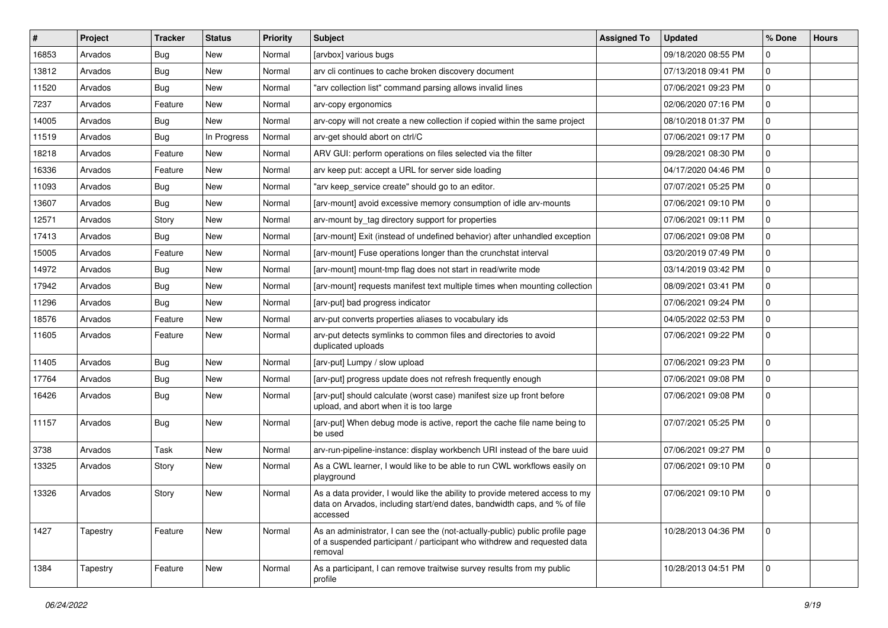| # | Project | Tracker | Status | Priority | Subject | Assigned To | Updated | % Done | Hours |
|---|---|---|---|---|---|---|---|---|---|
| 16853 | Arvados | Bug | New | Normal | [arvbox] various bugs | | 09/18/2020 08:55 PM | 0 | |
| 13812 | Arvados | Bug | New | Normal | arv cli continues to cache broken discovery document | | 07/13/2018 09:41 PM | 0 | |
| 11520 | Arvados | Bug | New | Normal | "arv collection list" command parsing allows invalid lines | | 07/06/2021 09:23 PM | 0 | |
| 7237 | Arvados | Feature | New | Normal | arv-copy ergonomics | | 02/06/2020 07:16 PM | 0 | |
| 14005 | Arvados | Bug | New | Normal | arv-copy will not create a new collection if copied within the same project | | 08/10/2018 01:37 PM | 0 | |
| 11519 | Arvados | Bug | In Progress | Normal | arv-get should abort on ctrl/C | | 07/06/2021 09:17 PM | 0 | |
| 18218 | Arvados | Feature | New | Normal | ARV GUI: perform operations on files selected via the filter | | 09/28/2021 08:30 PM | 0 | |
| 16336 | Arvados | Feature | New | Normal | arv keep put: accept a URL for server side loading | | 04/17/2020 04:46 PM | 0 | |
| 11093 | Arvados | Bug | New | Normal | "arv keep_service create" should go to an editor. | | 07/07/2021 05:25 PM | 0 | |
| 13607 | Arvados | Bug | New | Normal | [arv-mount] avoid excessive memory consumption of idle arv-mounts | | 07/06/2021 09:10 PM | 0 | |
| 12571 | Arvados | Story | New | Normal | arv-mount by_tag directory support for properties | | 07/06/2021 09:11 PM | 0 | |
| 17413 | Arvados | Bug | New | Normal | [arv-mount] Exit (instead of undefined behavior) after unhandled exception | | 07/06/2021 09:08 PM | 0 | |
| 15005 | Arvados | Feature | New | Normal | [arv-mount] Fuse operations longer than the crunchstat interval | | 03/20/2019 07:49 PM | 0 | |
| 14972 | Arvados | Bug | New | Normal | [arv-mount] mount-tmp flag does not start in read/write mode | | 03/14/2019 03:42 PM | 0 | |
| 17942 | Arvados | Bug | New | Normal | [arv-mount] requests manifest text multiple times when mounting collection | | 08/09/2021 03:41 PM | 0 | |
| 11296 | Arvados | Bug | New | Normal | [arv-put] bad progress indicator | | 07/06/2021 09:24 PM | 0 | |
| 18576 | Arvados | Feature | New | Normal | arv-put converts properties aliases to vocabulary ids | | 04/05/2022 02:53 PM | 0 | |
| 11605 | Arvados | Feature | New | Normal | arv-put detects symlinks to common files and directories to avoid duplicated uploads | | 07/06/2021 09:22 PM | 0 | |
| 11405 | Arvados | Bug | New | Normal | [arv-put] Lumpy / slow upload | | 07/06/2021 09:23 PM | 0 | |
| 17764 | Arvados | Bug | New | Normal | [arv-put] progress update does not refresh frequently enough | | 07/06/2021 09:08 PM | 0 | |
| 16426 | Arvados | Bug | New | Normal | [arv-put] should calculate (worst case) manifest size up front before upload, and abort when it is too large | | 07/06/2021 09:08 PM | 0 | |
| 11157 | Arvados | Bug | New | Normal | [arv-put] When debug mode is active, report the cache file name being to be used | | 07/07/2021 05:25 PM | 0 | |
| 3738 | Arvados | Task | New | Normal | arv-run-pipeline-instance: display workbench URI instead of the bare uuid | | 07/06/2021 09:27 PM | 0 | |
| 13325 | Arvados | Story | New | Normal | As a CWL learner, I would like to be able to run CWL workflows easily on playground | | 07/06/2021 09:10 PM | 0 | |
| 13326 | Arvados | Story | New | Normal | As a data provider, I would like the ability to provide metered access to my data on Arvados, including start/end dates, bandwidth caps, and % of file accessed | | 07/06/2021 09:10 PM | 0 | |
| 1427 | Tapestry | Feature | New | Normal | As an administrator, I can see the (not-actually-public) public profile page of a suspended participant / participant who withdrew and requested data removal | | 10/28/2013 04:36 PM | 0 | |
| 1384 | Tapestry | Feature | New | Normal | As a participant, I can remove traitwise survey results from my public profile | | 10/28/2013 04:51 PM | 0 | |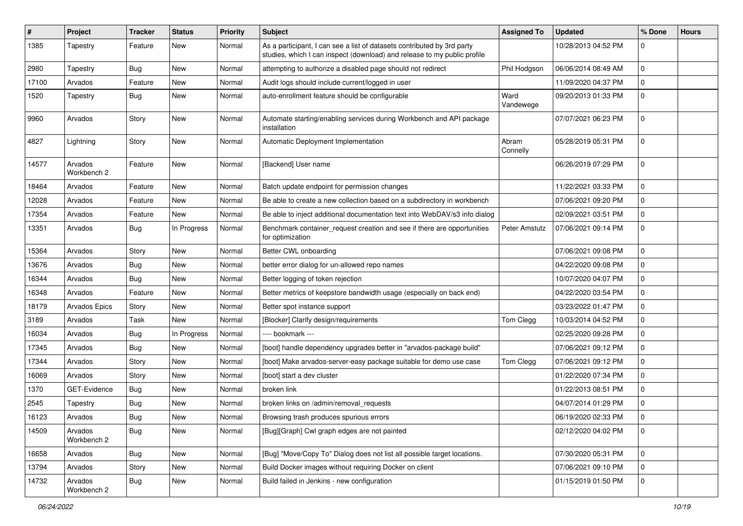| # | Project | Tracker | Status | Priority | Subject | Assigned To | Updated | % Done | Hours |
|---|---|---|---|---|---|---|---|---|---|
| 1385 | Tapestry | Feature | New | Normal | As a participant, I can see a list of datasets contributed by 3rd party studies, which I can inspect (download) and release to my public profile | | 10/28/2013 04:52 PM | 0 | |
| 2980 | Tapestry | Bug | New | Normal | attempting to authorize a disabled page should not redirect | Phil Hodgson | 06/06/2014 08:49 AM | 0 | |
| 17100 | Arvados | Feature | New | Normal | Audit logs should include current/logged in user | | 11/09/2020 04:37 PM | 0 | |
| 1520 | Tapestry | Bug | New | Normal | auto-enrollment feature should be configurable | Ward Vandewege | 09/20/2013 01:33 PM | 0 | |
| 9960 | Arvados | Story | New | Normal | Automate starting/enabling services during Workbench and API package installation | | 07/07/2021 06:23 PM | 0 | |
| 4827 | Lightning | Story | New | Normal | Automatic Deployment Implementation | Abram Connelly | 05/28/2019 05:31 PM | 0 | |
| 14577 | Arvados Workbench 2 | Feature | New | Normal | [Backend] User name | | 06/26/2019 07:29 PM | 0 | |
| 18464 | Arvados | Feature | New | Normal | Batch update endpoint for permission changes | | 11/22/2021 03:33 PM | 0 | |
| 12028 | Arvados | Feature | New | Normal | Be able to create a new collection based on a subdirectory in workbench | | 07/06/2021 09:20 PM | 0 | |
| 17354 | Arvados | Feature | New | Normal | Be able to inject additional documentation text into WebDAV/s3 info dialog | | 02/09/2021 03:51 PM | 0 | |
| 13351 | Arvados | Bug | In Progress | Normal | Benchmark container_request creation and see if there are opportunities for optimization | Peter Amstutz | 07/06/2021 09:14 PM | 0 | |
| 15364 | Arvados | Story | New | Normal | Better CWL onboarding | | 07/06/2021 09:08 PM | 0 | |
| 13676 | Arvados | Bug | New | Normal | better error dialog for un-allowed repo names | | 04/22/2020 09:08 PM | 0 | |
| 16344 | Arvados | Bug | New | Normal | Better logging of token rejection | | 10/07/2020 04:07 PM | 0 | |
| 16348 | Arvados | Feature | New | Normal | Better metrics of keepstore bandwidth usage (especially on back end) | | 04/22/2020 03:54 PM | 0 | |
| 18179 | Arvados Epics | Story | New | Normal | Better spot instance support | | 03/23/2022 01:47 PM | 0 | |
| 3189 | Arvados | Task | New | Normal | [Blocker] Clarify design/requirements | Tom Clegg | 10/03/2014 04:52 PM | 0 | |
| 16034 | Arvados | Bug | In Progress | Normal | ---- bookmark --- | | 02/25/2020 09:28 PM | 0 | |
| 17345 | Arvados | Bug | New | Normal | [boot] handle dependency upgrades better in "arvados-package build" | | 07/06/2021 09:12 PM | 0 | |
| 17344 | Arvados | Story | New | Normal | [boot] Make arvados-server-easy package suitable for demo use case | Tom Clegg | 07/06/2021 09:12 PM | 0 | |
| 16069 | Arvados | Story | New | Normal | [boot] start a dev cluster | | 01/22/2020 07:34 PM | 0 | |
| 1370 | GET-Evidence | Bug | New | Normal | broken link | | 01/22/2013 08:51 PM | 0 | |
| 2545 | Tapestry | Bug | New | Normal | broken links on /admin/removal_requests | | 04/07/2014 01:29 PM | 0 | |
| 16123 | Arvados | Bug | New | Normal | Browsing trash produces spurious errors | | 06/19/2020 02:33 PM | 0 | |
| 14509 | Arvados Workbench 2 | Bug | New | Normal | [Bug][Graph] Cwl graph edges are not painted | | 02/12/2020 04:02 PM | 0 | |
| 16658 | Arvados | Bug | New | Normal | [Bug] "Move/Copy To" Dialog does not list all possible target locations. | | 07/30/2020 05:31 PM | 0 | |
| 13794 | Arvados | Story | New | Normal | Build Docker images without requiring Docker on client | | 07/06/2021 09:10 PM | 0 | |
| 14732 | Arvados Workbench 2 | Bug | New | Normal | Build failed in Jenkins - new configuration | | 01/15/2019 01:50 PM | 0 | |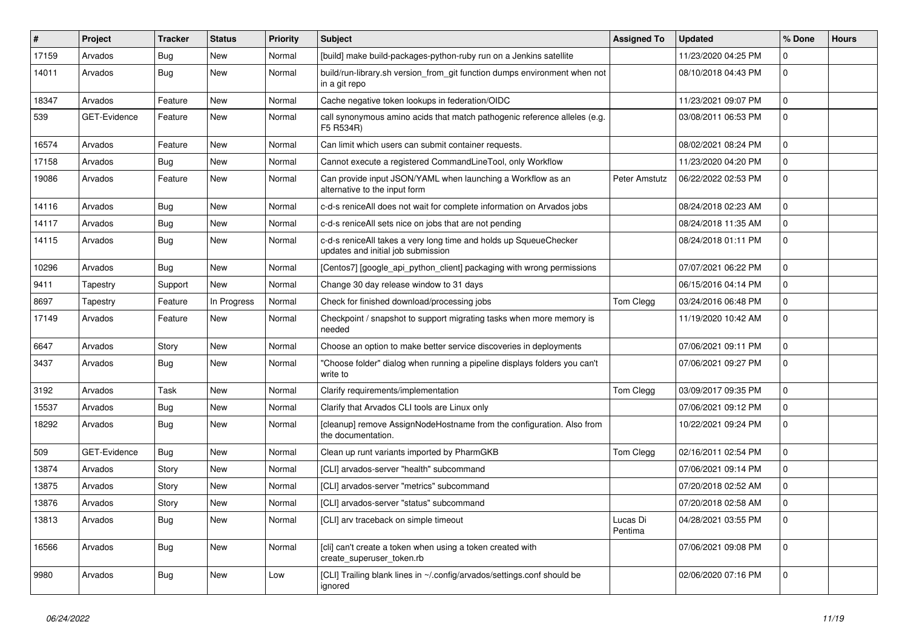| # | Project | Tracker | Status | Priority | Subject | Assigned To | Updated | % Done | Hours |
|---|---|---|---|---|---|---|---|---|---|
| 17159 | Arvados | Bug | New | Normal | [build] make build-packages-python-ruby run on a Jenkins satellite | | 11/23/2020 04:25 PM | 0 | |
| 14011 | Arvados | Bug | New | Normal | build/run-library.sh version_from_git function dumps environment when not in a git repo | | 08/10/2018 04:43 PM | 0 | |
| 18347 | Arvados | Feature | New | Normal | Cache negative token lookups in federation/OIDC | | 11/23/2021 09:07 PM | 0 | |
| 539 | GET-Evidence | Feature | New | Normal | call synonymous amino acids that match pathogenic reference alleles (e.g. F5 R534R) | | 03/08/2011 06:53 PM | 0 | |
| 16574 | Arvados | Feature | New | Normal | Can limit which users can submit container requests. | | 08/02/2021 08:24 PM | 0 | |
| 17158 | Arvados | Bug | New | Normal | Cannot execute a registered CommandLineTool, only Workflow | | 11/23/2020 04:20 PM | 0 | |
| 19086 | Arvados | Feature | New | Normal | Can provide input JSON/YAML when launching a Workflow as an alternative to the input form | Peter Amstutz | 06/22/2022 02:53 PM | 0 | |
| 14116 | Arvados | Bug | New | Normal | c-d-s reniceAll does not wait for complete information on Arvados jobs | | 08/24/2018 02:23 AM | 0 | |
| 14117 | Arvados | Bug | New | Normal | c-d-s reniceAll sets nice on jobs that are not pending | | 08/24/2018 11:35 AM | 0 | |
| 14115 | Arvados | Bug | New | Normal | c-d-s reniceAll takes a very long time and holds up SqueueChecker updates and initial job submission | | 08/24/2018 01:11 PM | 0 | |
| 10296 | Arvados | Bug | New | Normal | [Centos7] [google_api_python_client] packaging with wrong permissions | | 07/07/2021 06:22 PM | 0 | |
| 9411 | Tapestry | Support | New | Normal | Change 30 day release window to 31 days | | 06/15/2016 04:14 PM | 0 | |
| 8697 | Tapestry | Feature | In Progress | Normal | Check for finished download/processing jobs | Tom Clegg | 03/24/2016 06:48 PM | 0 | |
| 17149 | Arvados | Feature | New | Normal | Checkpoint / snapshot to support migrating tasks when more memory is needed | | 11/19/2020 10:42 AM | 0 | |
| 6647 | Arvados | Story | New | Normal | Choose an option to make better service discoveries in deployments | | 07/06/2021 09:11 PM | 0 | |
| 3437 | Arvados | Bug | New | Normal | "Choose folder" dialog when running a pipeline displays folders you can't write to | | 07/06/2021 09:27 PM | 0 | |
| 3192 | Arvados | Task | New | Normal | Clarify requirements/implementation | Tom Clegg | 03/09/2017 09:35 PM | 0 | |
| 15537 | Arvados | Bug | New | Normal | Clarify that Arvados CLI tools are Linux only | | 07/06/2021 09:12 PM | 0 | |
| 18292 | Arvados | Bug | New | Normal | [cleanup] remove AssignNodeHostname from the configuration. Also from the documentation. | | 10/22/2021 09:24 PM | 0 | |
| 509 | GET-Evidence | Bug | New | Normal | Clean up runt variants imported by PharmGKB | Tom Clegg | 02/16/2011 02:54 PM | 0 | |
| 13874 | Arvados | Story | New | Normal | [CLI] arvados-server "health" subcommand | | 07/06/2021 09:14 PM | 0 | |
| 13875 | Arvados | Story | New | Normal | [CLI] arvados-server "metrics" subcommand | | 07/20/2018 02:52 AM | 0 | |
| 13876 | Arvados | Story | New | Normal | [CLI] arvados-server "status" subcommand | | 07/20/2018 02:58 AM | 0 | |
| 13813 | Arvados | Bug | New | Normal | [CLI] arv traceback on simple timeout | Lucas Di Pentima | 04/28/2021 03:55 PM | 0 | |
| 16566 | Arvados | Bug | New | Normal | [cli] can't create a token when using a token created with create_superuser_token.rb | | 07/06/2021 09:08 PM | 0 | |
| 9980 | Arvados | Bug | New | Low | [CLI] Trailing blank lines in ~/.config/arvados/settings.conf should be ignored | | 02/06/2020 07:16 PM | 0 | |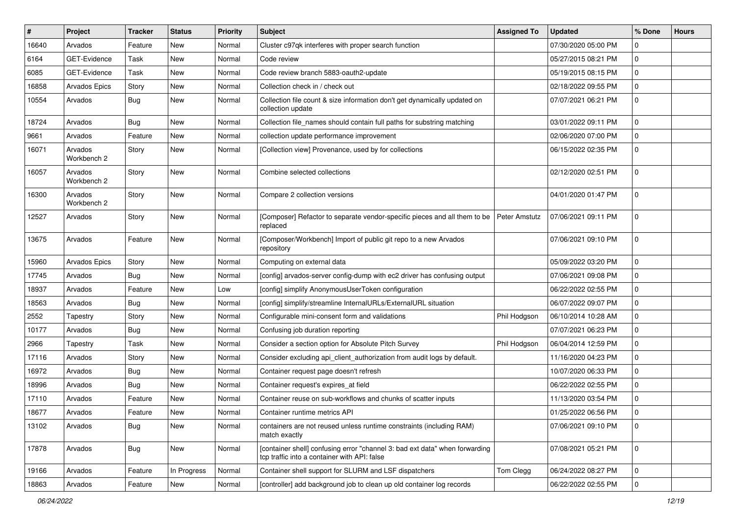| # | Project | Tracker | Status | Priority | Subject | Assigned To | Updated | % Done | Hours |
|---|---|---|---|---|---|---|---|---|---|
| 16640 | Arvados | Feature | New | Normal | Cluster c97qk interferes with proper search function | | 07/30/2020 05:00 PM | 0 | |
| 6164 | GET-Evidence | Task | New | Normal | Code review | | 05/27/2015 08:21 PM | 0 | |
| 6085 | GET-Evidence | Task | New | Normal | Code review branch 5883-oauth2-update | | 05/19/2015 08:15 PM | 0 | |
| 16858 | Arvados Epics | Story | New | Normal | Collection check in / check out | | 02/18/2022 09:55 PM | 0 | |
| 10554 | Arvados | Bug | New | Normal | Collection file count & size information don't get dynamically updated on collection update | | 07/07/2021 06:21 PM | 0 | |
| 18724 | Arvados | Bug | New | Normal | Collection file_names should contain full paths for substring matching | | 03/01/2022 09:11 PM | 0 | |
| 9661 | Arvados | Feature | New | Normal | collection update performance improvement | | 02/06/2020 07:00 PM | 0 | |
| 16071 | Arvados Workbench 2 | Story | New | Normal | [Collection view] Provenance, used by for collections | | 06/15/2022 02:35 PM | 0 | |
| 16057 | Arvados Workbench 2 | Story | New | Normal | Combine selected collections | | 02/12/2020 02:51 PM | 0 | |
| 16300 | Arvados Workbench 2 | Story | New | Normal | Compare 2 collection versions | | 04/01/2020 01:47 PM | 0 | |
| 12527 | Arvados | Story | New | Normal | [Composer] Refactor to separate vendor-specific pieces and all them to be replaced | Peter Amstutz | 07/06/2021 09:11 PM | 0 | |
| 13675 | Arvados | Feature | New | Normal | [Composer/Workbench] Import of public git repo to a new Arvados repository | | 07/06/2021 09:10 PM | 0 | |
| 15960 | Arvados Epics | Story | New | Normal | Computing on external data | | 05/09/2022 03:20 PM | 0 | |
| 17745 | Arvados | Bug | New | Normal | [config] arvados-server config-dump with ec2 driver has confusing output | | 07/06/2021 09:08 PM | 0 | |
| 18937 | Arvados | Feature | New | Low | [config] simplify AnonymousUserToken configuration | | 06/22/2022 02:55 PM | 0 | |
| 18563 | Arvados | Bug | New | Normal | [config] simplify/streamline InternalURLs/ExternalURL situation | | 06/07/2022 09:07 PM | 0 | |
| 2552 | Tapestry | Story | New | Normal | Configurable mini-consent form and validations | Phil Hodgson | 06/10/2014 10:28 AM | 0 | |
| 10177 | Arvados | Bug | New | Normal | Confusing job duration reporting | | 07/07/2021 06:23 PM | 0 | |
| 2966 | Tapestry | Task | New | Normal | Consider a section option for Absolute Pitch Survey | Phil Hodgson | 06/04/2014 12:59 PM | 0 | |
| 17116 | Arvados | Story | New | Normal | Consider excluding api_client_authorization from audit logs by default. | | 11/16/2020 04:23 PM | 0 | |
| 16972 | Arvados | Bug | New | Normal | Container request page doesn't refresh | | 10/07/2020 06:33 PM | 0 | |
| 18996 | Arvados | Bug | New | Normal | Container request's expires_at field | | 06/22/2022 02:55 PM | 0 | |
| 17110 | Arvados | Feature | New | Normal | Container reuse on sub-workflows and chunks of scatter inputs | | 11/13/2020 03:54 PM | 0 | |
| 18677 | Arvados | Feature | New | Normal | Container runtime metrics API | | 01/25/2022 06:56 PM | 0 | |
| 13102 | Arvados | Bug | New | Normal | containers are not reused unless runtime constraints (including RAM) match exactly | | 07/06/2021 09:10 PM | 0 | |
| 17878 | Arvados | Bug | New | Normal | [container shell] confusing error "channel 3: bad ext data" when forwarding tcp traffic into a container with API: false | | 07/08/2021 05:21 PM | 0 | |
| 19166 | Arvados | Feature | In Progress | Normal | Container shell support for SLURM and LSF dispatchers | Tom Clegg | 06/24/2022 08:27 PM | 0 | |
| 18863 | Arvados | Feature | New | Normal | [controller] add background job to clean up old container log records | | 06/22/2022 02:55 PM | 0 | |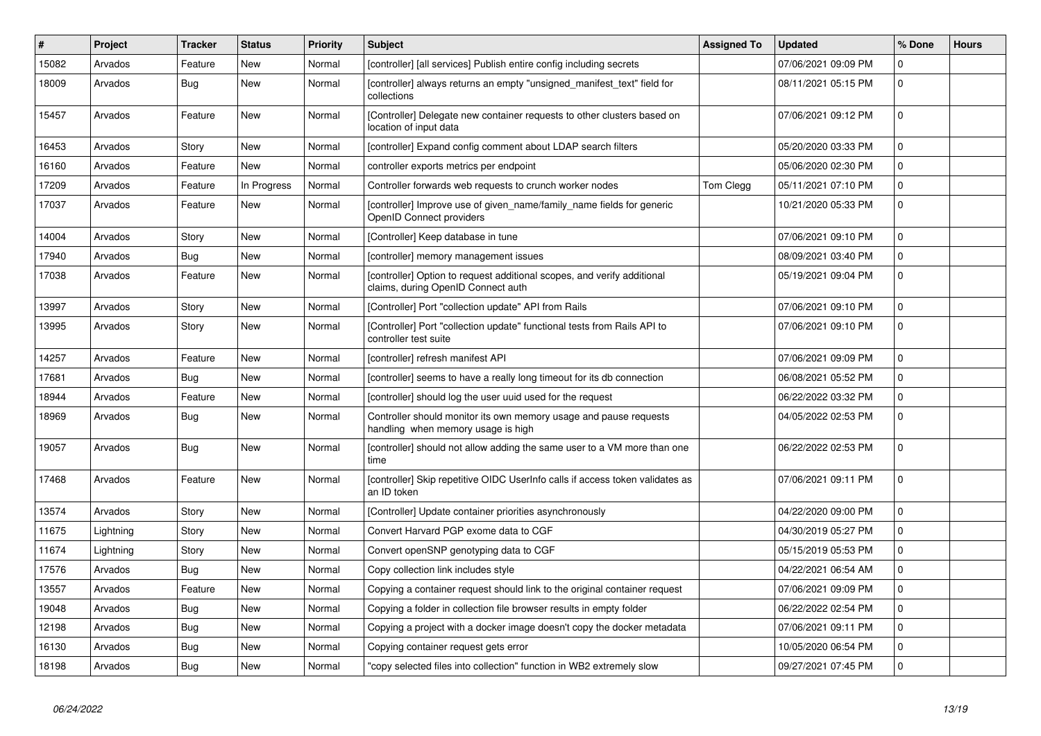| # | Project | Tracker | Status | Priority | Subject | Assigned To | Updated | % Done | Hours |
|---|---|---|---|---|---|---|---|---|---|
| 15082 | Arvados | Feature | New | Normal | [controller] [all services] Publish entire config including secrets | | 07/06/2021 09:09 PM | 0 | |
| 18009 | Arvados | Bug | New | Normal | [controller] always returns an empty "unsigned_manifest_text" field for collections | | 08/11/2021 05:15 PM | 0 | |
| 15457 | Arvados | Feature | New | Normal | [Controller] Delegate new container requests to other clusters based on location of input data | | 07/06/2021 09:12 PM | 0 | |
| 16453 | Arvados | Story | New | Normal | [controller] Expand config comment about LDAP search filters | | 05/20/2020 03:33 PM | 0 | |
| 16160 | Arvados | Feature | New | Normal | controller exports metrics per endpoint | | 05/06/2020 02:30 PM | 0 | |
| 17209 | Arvados | Feature | In Progress | Normal | Controller forwards web requests to crunch worker nodes | Tom Clegg | 05/11/2021 07:10 PM | 0 | |
| 17037 | Arvados | Feature | New | Normal | [controller] Improve use of given_name/family_name fields for generic OpenID Connect providers | | 10/21/2020 05:33 PM | 0 | |
| 14004 | Arvados | Story | New | Normal | [Controller] Keep database in tune | | 07/06/2021 09:10 PM | 0 | |
| 17940 | Arvados | Bug | New | Normal | [controller] memory management issues | | 08/09/2021 03:40 PM | 0 | |
| 17038 | Arvados | Feature | New | Normal | [controller] Option to request additional scopes, and verify additional claims, during OpenID Connect auth | | 05/19/2021 09:04 PM | 0 | |
| 13997 | Arvados | Story | New | Normal | [Controller] Port "collection update" API from Rails | | 07/06/2021 09:10 PM | 0 | |
| 13995 | Arvados | Story | New | Normal | [Controller] Port "collection update" functional tests from Rails API to controller test suite | | 07/06/2021 09:10 PM | 0 | |
| 14257 | Arvados | Feature | New | Normal | [controller] refresh manifest API | | 07/06/2021 09:09 PM | 0 | |
| 17681 | Arvados | Bug | New | Normal | [controller] seems to have a really long timeout for its db connection | | 06/08/2021 05:52 PM | 0 | |
| 18944 | Arvados | Feature | New | Normal | [controller] should log the user uuid used for the request | | 06/22/2022 03:32 PM | 0 | |
| 18969 | Arvados | Bug | New | Normal | Controller should monitor its own memory usage and pause requests handling when memory usage is high | | 04/05/2022 02:53 PM | 0 | |
| 19057 | Arvados | Bug | New | Normal | [controller] should not allow adding the same user to a VM more than one time | | 06/22/2022 02:53 PM | 0 | |
| 17468 | Arvados | Feature | New | Normal | [controller] Skip repetitive OIDC UserInfo calls if access token validates as an ID token | | 07/06/2021 09:11 PM | 0 | |
| 13574 | Arvados | Story | New | Normal | [Controller] Update container priorities asynchronously | | 04/22/2020 09:00 PM | 0 | |
| 11675 | Lightning | Story | New | Normal | Convert Harvard PGP exome data to CGF | | 04/30/2019 05:27 PM | 0 | |
| 11674 | Lightning | Story | New | Normal | Convert openSNP genotyping data to CGF | | 05/15/2019 05:53 PM | 0 | |
| 17576 | Arvados | Bug | New | Normal | Copy collection link includes style | | 04/22/2021 06:54 AM | 0 | |
| 13557 | Arvados | Feature | New | Normal | Copying a container request should link to the original container request | | 07/06/2021 09:09 PM | 0 | |
| 19048 | Arvados | Bug | New | Normal | Copying a folder in collection file browser results in empty folder | | 06/22/2022 02:54 PM | 0 | |
| 12198 | Arvados | Bug | New | Normal | Copying a project with a docker image doesn't copy the docker metadata | | 07/06/2021 09:11 PM | 0 | |
| 16130 | Arvados | Bug | New | Normal | Copying container request gets error | | 10/05/2020 06:54 PM | 0 | |
| 18198 | Arvados | Bug | New | Normal | "copy selected files into collection" function in WB2 extremely slow | | 09/27/2021 07:45 PM | 0 | |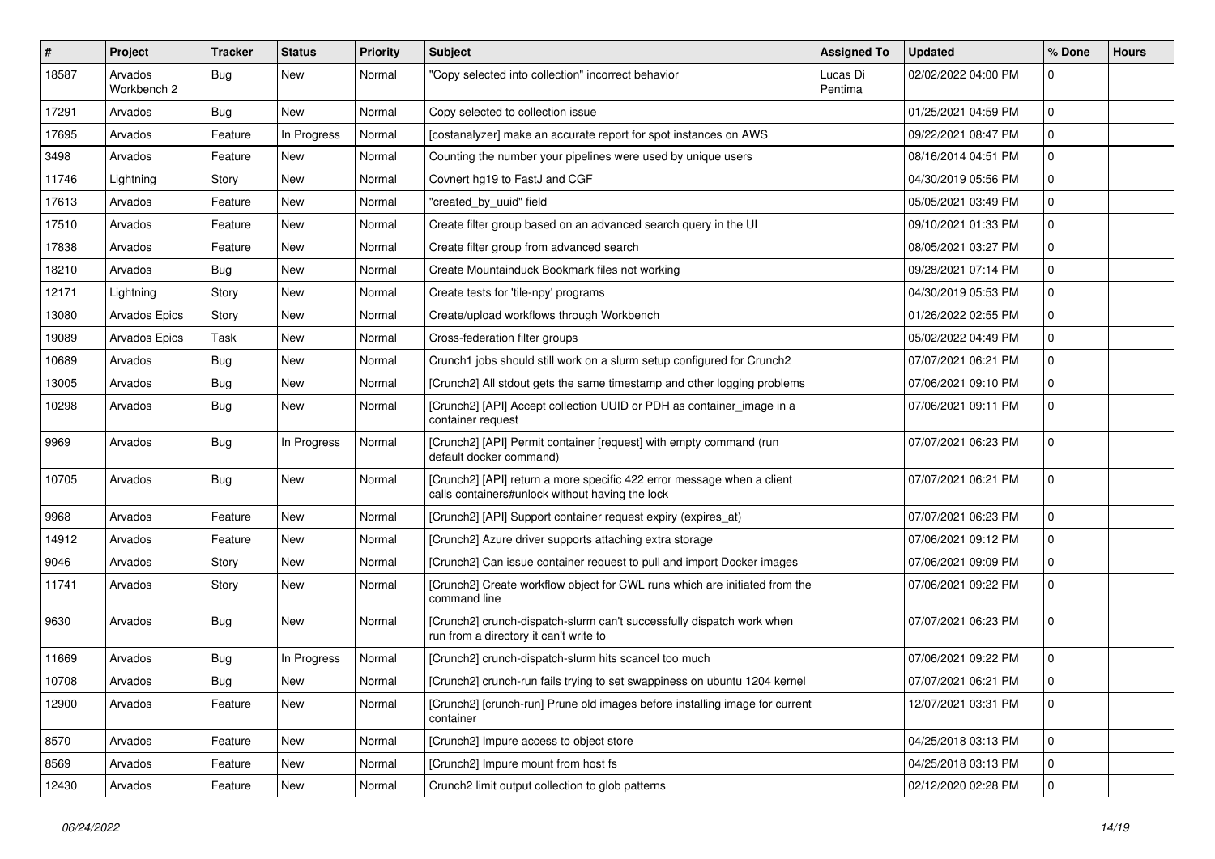| # | Project | Tracker | Status | Priority | Subject | Assigned To | Updated | % Done | Hours |
|---|---|---|---|---|---|---|---|---|---|
| 18587 | Arvados Workbench 2 | Bug | New | Normal | "Copy selected into collection" incorrect behavior | Lucas Di Pentima | 02/02/2022 04:00 PM | 0 | |
| 17291 | Arvados | Bug | New | Normal | Copy selected to collection issue | | 01/25/2021 04:59 PM | 0 | |
| 17695 | Arvados | Feature | In Progress | Normal | [costanalyzer] make an accurate report for spot instances on AWS | | 09/22/2021 08:47 PM | 0 | |
| 3498 | Arvados | Feature | New | Normal | Counting the number your pipelines were used by unique users | | 08/16/2014 04:51 PM | 0 | |
| 11746 | Lightning | Story | New | Normal | Covnert hg19 to FastJ and CGF | | 04/30/2019 05:56 PM | 0 | |
| 17613 | Arvados | Feature | New | Normal | "created_by_uuid" field | | 05/05/2021 03:49 PM | 0 | |
| 17510 | Arvados | Feature | New | Normal | Create filter group based on an advanced search query in the UI | | 09/10/2021 01:33 PM | 0 | |
| 17838 | Arvados | Feature | New | Normal | Create filter group from advanced search | | 08/05/2021 03:27 PM | 0 | |
| 18210 | Arvados | Bug | New | Normal | Create Mountainduck Bookmark files not working | | 09/28/2021 07:14 PM | 0 | |
| 12171 | Lightning | Story | New | Normal | Create tests for 'tile-npy' programs | | 04/30/2019 05:53 PM | 0 | |
| 13080 | Arvados Epics | Story | New | Normal | Create/upload workflows through Workbench | | 01/26/2022 02:55 PM | 0 | |
| 19089 | Arvados Epics | Task | New | Normal | Cross-federation filter groups | | 05/02/2022 04:49 PM | 0 | |
| 10689 | Arvados | Bug | New | Normal | Crunch1 jobs should still work on a slurm setup configured for Crunch2 | | 07/07/2021 06:21 PM | 0 | |
| 13005 | Arvados | Bug | New | Normal | [Crunch2] All stdout gets the same timestamp and other logging problems | | 07/06/2021 09:10 PM | 0 | |
| 10298 | Arvados | Bug | New | Normal | [Crunch2] [API] Accept collection UUID or PDH as container_image in a container request | | 07/06/2021 09:11 PM | 0 | |
| 9969 | Arvados | Bug | In Progress | Normal | [Crunch2] [API] Permit container [request] with empty command (run default docker command) | | 07/07/2021 06:23 PM | 0 | |
| 10705 | Arvados | Bug | New | Normal | [Crunch2] [API] return a more specific 422 error message when a client calls containers#unlock without having the lock | | 07/07/2021 06:21 PM | 0 | |
| 9968 | Arvados | Feature | New | Normal | [Crunch2] [API] Support container request expiry (expires_at) | | 07/07/2021 06:23 PM | 0 | |
| 14912 | Arvados | Feature | New | Normal | [Crunch2] Azure driver supports attaching extra storage | | 07/06/2021 09:12 PM | 0 | |
| 9046 | Arvados | Story | New | Normal | [Crunch2] Can issue container request to pull and import Docker images | | 07/06/2021 09:09 PM | 0 | |
| 11741 | Arvados | Story | New | Normal | [Crunch2] Create workflow object for CWL runs which are initiated from the command line | | 07/06/2021 09:22 PM | 0 | |
| 9630 | Arvados | Bug | New | Normal | [Crunch2] crunch-dispatch-slurm can't successfully dispatch work when run from a directory it can't write to | | 07/07/2021 06:23 PM | 0 | |
| 11669 | Arvados | Bug | In Progress | Normal | [Crunch2] crunch-dispatch-slurm hits scancel too much | | 07/06/2021 09:22 PM | 0 | |
| 10708 | Arvados | Bug | New | Normal | [Crunch2] crunch-run fails trying to set swappiness on ubuntu 1204 kernel | | 07/07/2021 06:21 PM | 0 | |
| 12900 | Arvados | Feature | New | Normal | [Crunch2] [crunch-run] Prune old images before installing image for current container | | 12/07/2021 03:31 PM | 0 | |
| 8570 | Arvados | Feature | New | Normal | [Crunch2] Impure access to object store | | 04/25/2018 03:13 PM | 0 | |
| 8569 | Arvados | Feature | New | Normal | [Crunch2] Impure mount from host fs | | 04/25/2018 03:13 PM | 0 | |
| 12430 | Arvados | Feature | New | Normal | Crunch2 limit output collection to glob patterns | | 02/12/2020 02:28 PM | 0 | |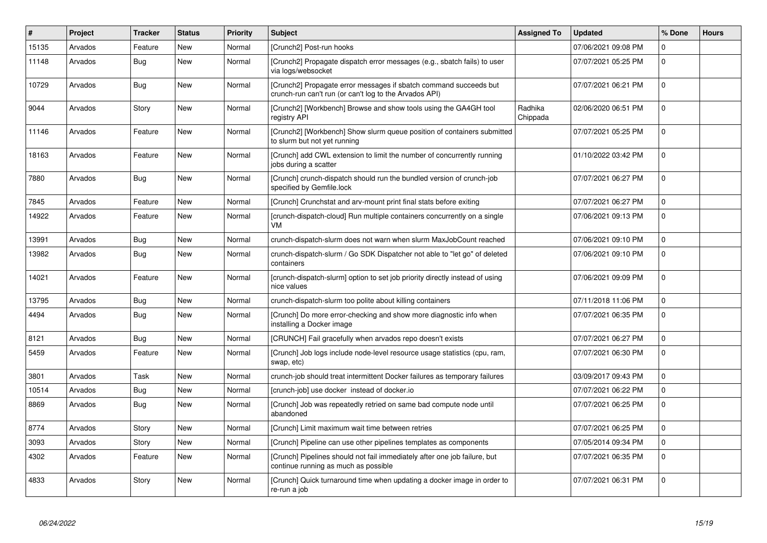| # | Project | Tracker | Status | Priority | Subject | Assigned To | Updated | % Done | Hours |
|---|---|---|---|---|---|---|---|---|---|
| 15135 | Arvados | Feature | New | Normal | [Crunch2] Post-run hooks | | 07/06/2021 09:08 PM | 0 | |
| 11148 | Arvados | Bug | New | Normal | [Crunch2] Propagate dispatch error messages (e.g., sbatch fails) to user via logs/websocket | | 07/07/2021 05:25 PM | 0 | |
| 10729 | Arvados | Bug | New | Normal | [Crunch2] Propagate error messages if sbatch command succeeds but crunch-run can't run (or can't log to the Arvados API) | | 07/07/2021 06:21 PM | 0 | |
| 9044 | Arvados | Story | New | Normal | [Crunch2] [Workbench] Browse and show tools using the GA4GH tool registry API | Radhika Chippada | 02/06/2020 06:51 PM | 0 | |
| 11146 | Arvados | Feature | New | Normal | [Crunch2] [Workbench] Show slurm queue position of containers submitted to slurm but not yet running | | 07/07/2021 05:25 PM | 0 | |
| 18163 | Arvados | Feature | New | Normal | [Crunch] add CWL extension to limit the number of concurrently running jobs during a scatter | | 01/10/2022 03:42 PM | 0 | |
| 7880 | Arvados | Bug | New | Normal | [Crunch] crunch-dispatch should run the bundled version of crunch-job specified by Gemfile.lock | | 07/07/2021 06:27 PM | 0 | |
| 7845 | Arvados | Feature | New | Normal | [Crunch] Crunchstat and arv-mount print final stats before exiting | | 07/07/2021 06:27 PM | 0 | |
| 14922 | Arvados | Feature | New | Normal | [crunch-dispatch-cloud] Run multiple containers concurrently on a single VM | | 07/06/2021 09:13 PM | 0 | |
| 13991 | Arvados | Bug | New | Normal | crunch-dispatch-slurm does not warn when slurm MaxJobCount reached | | 07/06/2021 09:10 PM | 0 | |
| 13982 | Arvados | Bug | New | Normal | crunch-dispatch-slurm / Go SDK Dispatcher not able to "let go" of deleted containers | | 07/06/2021 09:10 PM | 0 | |
| 14021 | Arvados | Feature | New | Normal | [crunch-dispatch-slurm] option to set job priority directly instead of using nice values | | 07/06/2021 09:09 PM | 0 | |
| 13795 | Arvados | Bug | New | Normal | crunch-dispatch-slurm too polite about killing containers | | 07/11/2018 11:06 PM | 0 | |
| 4494 | Arvados | Bug | New | Normal | [Crunch] Do more error-checking and show more diagnostic info when installing a Docker image | | 07/07/2021 06:35 PM | 0 | |
| 8121 | Arvados | Bug | New | Normal | [CRUNCH] Fail gracefully when arvados repo doesn't exists | | 07/07/2021 06:27 PM | 0 | |
| 5459 | Arvados | Feature | New | Normal | [Crunch] Job logs include node-level resource usage statistics (cpu, ram, swap, etc) | | 07/07/2021 06:30 PM | 0 | |
| 3801 | Arvados | Task | New | Normal | crunch-job should treat intermittent Docker failures as temporary failures | | 03/09/2017 09:43 PM | 0 | |
| 10514 | Arvados | Bug | New | Normal | [crunch-job] use docker instead of docker.io | | 07/07/2021 06:22 PM | 0 | |
| 8869 | Arvados | Bug | New | Normal | [Crunch] Job was repeatedly retried on same bad compute node until abandoned | | 07/07/2021 06:25 PM | 0 | |
| 8774 | Arvados | Story | New | Normal | [Crunch] Limit maximum wait time between retries | | 07/07/2021 06:25 PM | 0 | |
| 3093 | Arvados | Story | New | Normal | [Crunch] Pipeline can use other pipelines templates as components | | 07/05/2014 09:34 PM | 0 | |
| 4302 | Arvados | Feature | New | Normal | [Crunch] Pipelines should not fail immediately after one job failure, but continue running as much as possible | | 07/07/2021 06:35 PM | 0 | |
| 4833 | Arvados | Story | New | Normal | [Crunch] Quick turnaround time when updating a docker image in order to re-run a job | | 07/07/2021 06:31 PM | 0 | |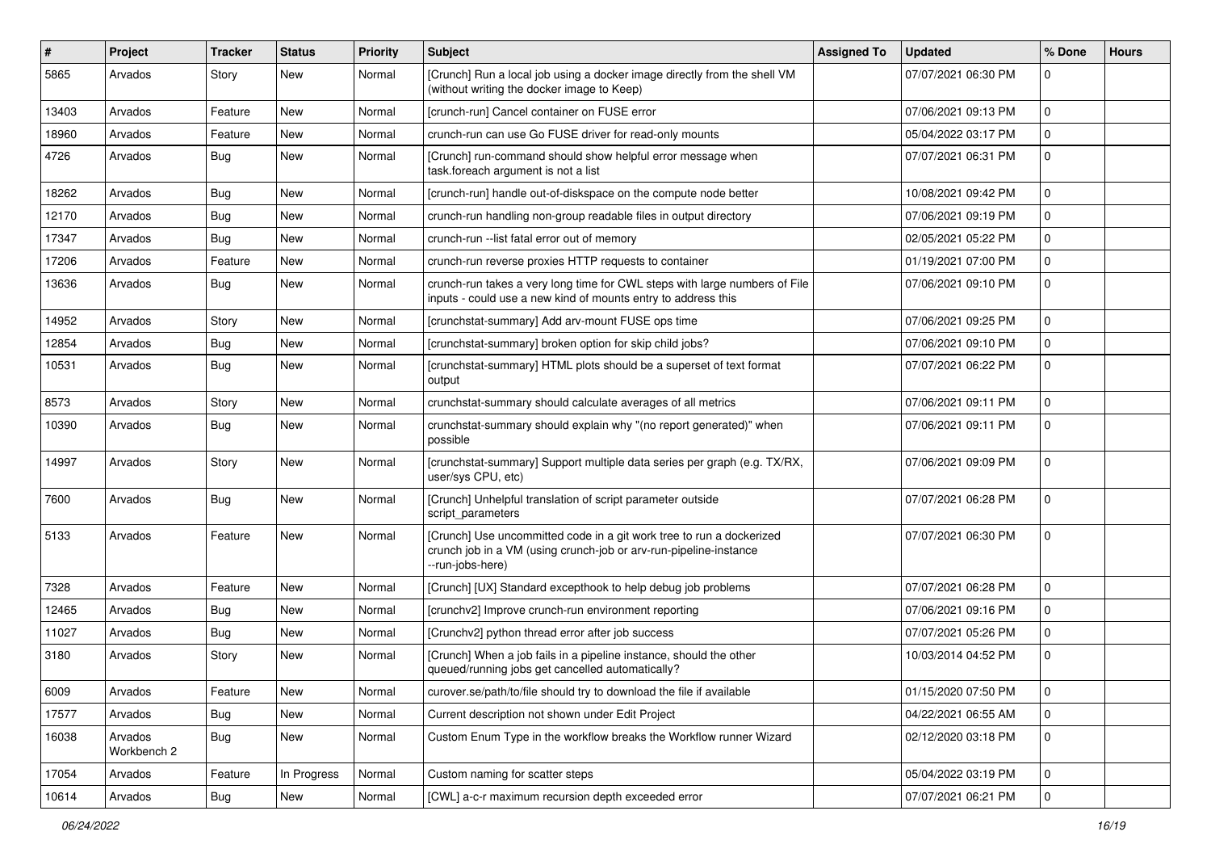| # | Project | Tracker | Status | Priority | Subject | Assigned To | Updated | % Done | Hours |
|---|---|---|---|---|---|---|---|---|---|
| 5865 | Arvados | Story | New | Normal | [Crunch] Run a local job using a docker image directly from the shell VM (without writing the docker image to Keep) | | 07/07/2021 06:30 PM | 0 | |
| 13403 | Arvados | Feature | New | Normal | [crunch-run] Cancel container on FUSE error | | 07/06/2021 09:13 PM | 0 | |
| 18960 | Arvados | Feature | New | Normal | crunch-run can use Go FUSE driver for read-only mounts | | 05/04/2022 03:17 PM | 0 | |
| 4726 | Arvados | Bug | New | Normal | [Crunch] run-command should show helpful error message when task.foreach argument is not a list | | 07/07/2021 06:31 PM | 0 | |
| 18262 | Arvados | Bug | New | Normal | [crunch-run] handle out-of-diskspace on the compute node better | | 10/08/2021 09:42 PM | 0 | |
| 12170 | Arvados | Bug | New | Normal | crunch-run handling non-group readable files in output directory | | 07/06/2021 09:19 PM | 0 | |
| 17347 | Arvados | Bug | New | Normal | crunch-run --list fatal error out of memory | | 02/05/2021 05:22 PM | 0 | |
| 17206 | Arvados | Feature | New | Normal | crunch-run reverse proxies HTTP requests to container | | 01/19/2021 07:00 PM | 0 | |
| 13636 | Arvados | Bug | New | Normal | crunch-run takes a very long time for CWL steps with large numbers of File inputs - could use a new kind of mounts entry to address this | | 07/06/2021 09:10 PM | 0 | |
| 14952 | Arvados | Story | New | Normal | [crunchstat-summary] Add arv-mount FUSE ops time | | 07/06/2021 09:25 PM | 0 | |
| 12854 | Arvados | Bug | New | Normal | [crunchstat-summary] broken option for skip child jobs? | | 07/06/2021 09:10 PM | 0 | |
| 10531 | Arvados | Bug | New | Normal | [crunchstat-summary] HTML plots should be a superset of text format output | | 07/07/2021 06:22 PM | 0 | |
| 8573 | Arvados | Story | New | Normal | crunchstat-summary should calculate averages of all metrics | | 07/06/2021 09:11 PM | 0 | |
| 10390 | Arvados | Bug | New | Normal | crunchstat-summary should explain why "(no report generated)" when possible | | 07/06/2021 09:11 PM | 0 | |
| 14997 | Arvados | Story | New | Normal | [crunchstat-summary] Support multiple data series per graph (e.g. TX/RX, user/sys CPU, etc) | | 07/06/2021 09:09 PM | 0 | |
| 7600 | Arvados | Bug | New | Normal | [Crunch] Unhelpful translation of script parameter outside script_parameters | | 07/07/2021 06:28 PM | 0 | |
| 5133 | Arvados | Feature | New | Normal | [Crunch] Use uncommitted code in a git work tree to run a dockerized crunch job in a VM (using crunch-job or arv-run-pipeline-instance --run-jobs-here) | | 07/07/2021 06:30 PM | 0 | |
| 7328 | Arvados | Feature | New | Normal | [Crunch] [UX] Standard excepthook to help debug job problems | | 07/07/2021 06:28 PM | 0 | |
| 12465 | Arvados | Bug | New | Normal | [crunchv2] Improve crunch-run environment reporting | | 07/06/2021 09:16 PM | 0 | |
| 11027 | Arvados | Bug | New | Normal | [Crunchv2] python thread error after job success | | 07/07/2021 05:26 PM | 0 | |
| 3180 | Arvados | Story | New | Normal | [Crunch] When a job fails in a pipeline instance, should the other queued/running jobs get cancelled automatically? | | 10/03/2014 04:52 PM | 0 | |
| 6009 | Arvados | Feature | New | Normal | curover.se/path/to/file should try to download the file if available | | 01/15/2020 07:50 PM | 0 | |
| 17577 | Arvados | Bug | New | Normal | Current description not shown under Edit Project | | 04/22/2021 06:55 AM | 0 | |
| 16038 | Arvados Workbench 2 | Bug | New | Normal | Custom Enum Type in the workflow breaks the Workflow runner Wizard | | 02/12/2020 03:18 PM | 0 | |
| 17054 | Arvados | Feature | In Progress | Normal | Custom naming for scatter steps | | 05/04/2022 03:19 PM | 0 | |
| 10614 | Arvados | Bug | New | Normal | [CWL] a-c-r maximum recursion depth exceeded error | | 07/07/2021 06:21 PM | 0 | |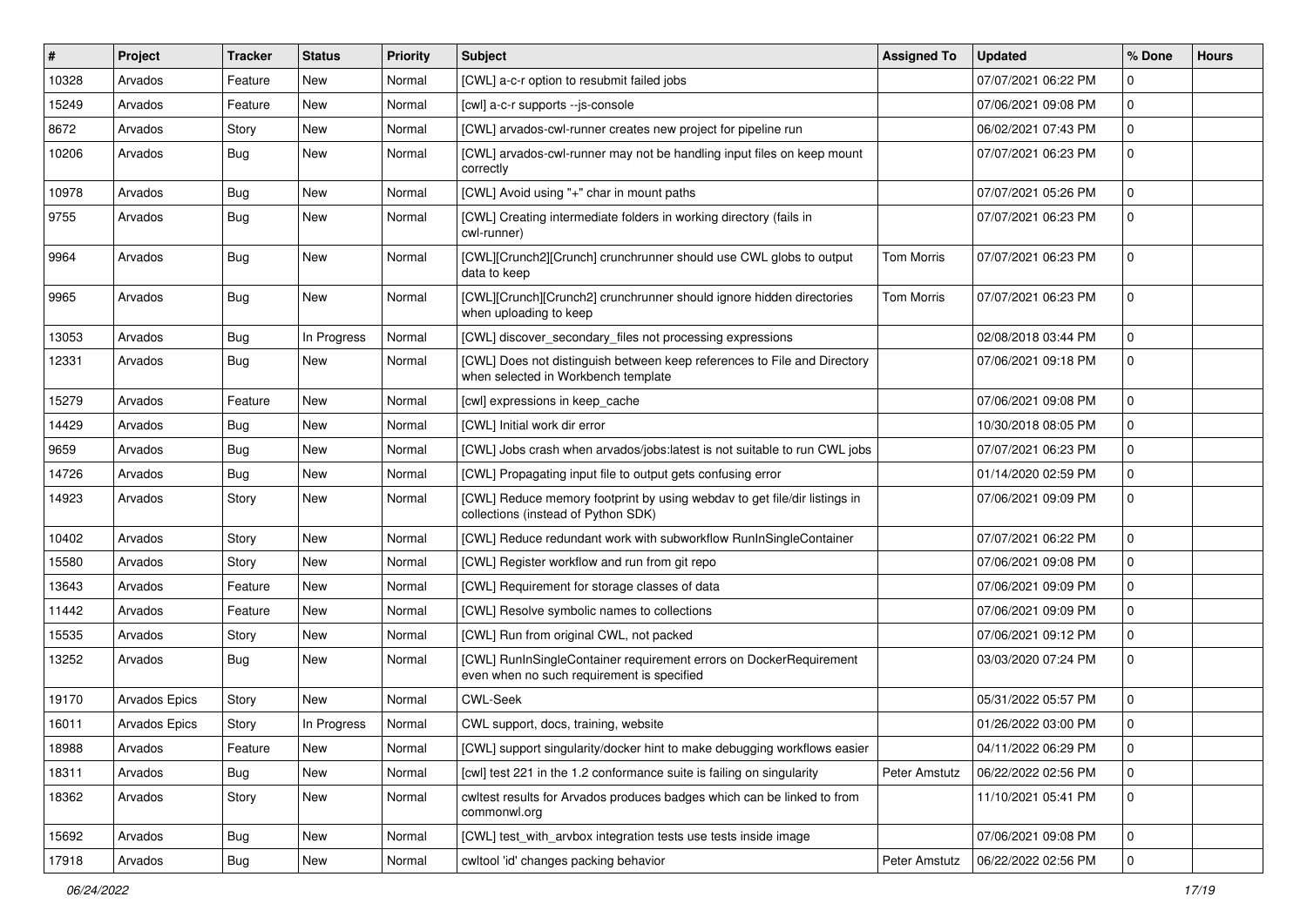| # | Project | Tracker | Status | Priority | Subject | Assigned To | Updated | % Done | Hours |
|---|---|---|---|---|---|---|---|---|---|
| 10328 | Arvados | Feature | New | Normal | [CWL] a-c-r option to resubmit failed jobs | | 07/07/2021 06:22 PM | 0 | |
| 15249 | Arvados | Feature | New | Normal | [cwl] a-c-r supports --js-console | | 07/06/2021 09:08 PM | 0 | |
| 8672 | Arvados | Story | New | Normal | [CWL] arvados-cwl-runner creates new project for pipeline run | | 06/02/2021 07:43 PM | 0 | |
| 10206 | Arvados | Bug | New | Normal | [CWL] arvados-cwl-runner may not be handling input files on keep mount correctly | | 07/07/2021 06:23 PM | 0 | |
| 10978 | Arvados | Bug | New | Normal | [CWL] Avoid using "+" char in mount paths | | 07/07/2021 05:26 PM | 0 | |
| 9755 | Arvados | Bug | New | Normal | [CWL] Creating intermediate folders in working directory (fails in cwl-runner) | | 07/07/2021 06:23 PM | 0 | |
| 9964 | Arvados | Bug | New | Normal | [CWL][Crunch2][Crunch] crunchrunner should use CWL globs to output data to keep | Tom Morris | 07/07/2021 06:23 PM | 0 | |
| 9965 | Arvados | Bug | New | Normal | [CWL][Crunch][Crunch2] crunchrunner should ignore hidden directories when uploading to keep | Tom Morris | 07/07/2021 06:23 PM | 0 | |
| 13053 | Arvados | Bug | In Progress | Normal | [CWL] discover_secondary_files not processing expressions | | 02/08/2018 03:44 PM | 0 | |
| 12331 | Arvados | Bug | New | Normal | [CWL] Does not distinguish between keep references to File and Directory when selected in Workbench template | | 07/06/2021 09:18 PM | 0 | |
| 15279 | Arvados | Feature | New | Normal | [cwl] expressions in keep_cache | | 07/06/2021 09:08 PM | 0 | |
| 14429 | Arvados | Bug | New | Normal | [CWL] Initial work dir error | | 10/30/2018 08:05 PM | 0 | |
| 9659 | Arvados | Bug | New | Normal | [CWL] Jobs crash when arvados/jobs:latest is not suitable to run CWL jobs | | 07/07/2021 06:23 PM | 0 | |
| 14726 | Arvados | Bug | New | Normal | [CWL] Propagating input file to output gets confusing error | | 01/14/2020 02:59 PM | 0 | |
| 14923 | Arvados | Story | New | Normal | [CWL] Reduce memory footprint by using webdav to get file/dir listings in collections (instead of Python SDK) | | 07/06/2021 09:09 PM | 0 | |
| 10402 | Arvados | Story | New | Normal | [CWL] Reduce redundant work with subworkflow RunInSingleContainer | | 07/07/2021 06:22 PM | 0 | |
| 15580 | Arvados | Story | New | Normal | [CWL] Register workflow and run from git repo | | 07/06/2021 09:08 PM | 0 | |
| 13643 | Arvados | Feature | New | Normal | [CWL] Requirement for storage classes of data | | 07/06/2021 09:09 PM | 0 | |
| 11442 | Arvados | Feature | New | Normal | [CWL] Resolve symbolic names to collections | | 07/06/2021 09:09 PM | 0 | |
| 15535 | Arvados | Story | New | Normal | [CWL] Run from original CWL, not packed | | 07/06/2021 09:12 PM | 0 | |
| 13252 | Arvados | Bug | New | Normal | [CWL] RunInSingleContainer requirement errors on DockerRequirement even when no such requirement is specified | | 03/03/2020 07:24 PM | 0 | |
| 19170 | Arvados Epics | Story | New | Normal | CWL-Seek | | 05/31/2022 05:57 PM | 0 | |
| 16011 | Arvados Epics | Story | In Progress | Normal | CWL support, docs, training, website | | 01/26/2022 03:00 PM | 0 | |
| 18988 | Arvados | Feature | New | Normal | [CWL] support singularity/docker hint to make debugging workflows easier | | 04/11/2022 06:29 PM | 0 | |
| 18311 | Arvados | Bug | New | Normal | [cwl] test 221 in the 1.2 conformance suite is failing on singularity | Peter Amstutz | 06/22/2022 02:56 PM | 0 | |
| 18362 | Arvados | Story | New | Normal | cwltest results for Arvados produces badges which can be linked to from commonwl.org | | 11/10/2021 05:41 PM | 0 | |
| 15692 | Arvados | Bug | New | Normal | [CWL] test_with_arvbox integration tests use tests inside image | | 07/06/2021 09:08 PM | 0 | |
| 17918 | Arvados | Bug | New | Normal | cwltool 'id' changes packing behavior | Peter Amstutz | 06/22/2022 02:56 PM | 0 | |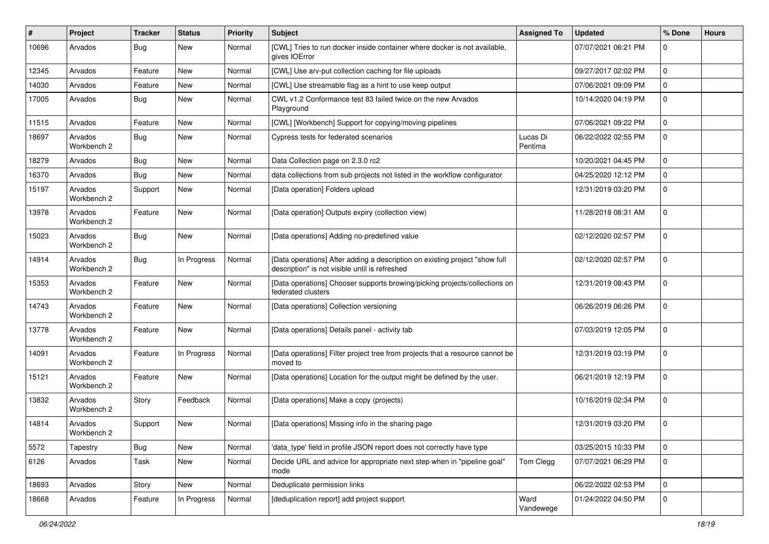| # | Project | Tracker | Status | Priority | Subject | Assigned To | Updated | % Done | Hours |
|---|---|---|---|---|---|---|---|---|---|
| 10696 | Arvados | Bug | New | Normal | [CWL] Tries to run docker inside container where docker is not available, gives IOError | | 07/07/2021 06:21 PM | 0 | |
| 12345 | Arvados | Feature | New | Normal | [CWL] Use arv-put collection caching for file uploads | | 09/27/2017 02:02 PM | 0 | |
| 14030 | Arvados | Feature | New | Normal | [CWL] Use streamable flag as a hint to use keep output | | 07/06/2021 09:09 PM | 0 | |
| 17005 | Arvados | Bug | New | Normal | CWL v1.2 Conformance test 83 failed twice on the new Arvados Playground | | 10/14/2020 04:19 PM | 0 | |
| 11515 | Arvados | Feature | New | Normal | [CWL] [Workbench] Support for copying/moving pipelines | | 07/06/2021 09:22 PM | 0 | |
| 18697 | Arvados Workbench 2 | Bug | New | Normal | Cypress tests for federated scenarios | Lucas Di Pentima | 06/22/2022 02:55 PM | 0 | |
| 18279 | Arvados | Bug | New | Normal | Data Collection page on 2.3.0 rc2 | | 10/20/2021 04:45 PM | 0 | |
| 16370 | Arvados | Bug | New | Normal | data collections from sub projects not listed in the workflow configurator | | 04/25/2020 12:12 PM | 0 | |
| 15197 | Arvados Workbench 2 | Support | New | Normal | [Data operation] Folders upload | | 12/31/2019 03:20 PM | 0 | |
| 13978 | Arvados Workbench 2 | Feature | New | Normal | [Data operation] Outputs expiry (collection view) | | 11/28/2018 08:31 AM | 0 | |
| 15023 | Arvados Workbench 2 | Bug | New | Normal | [Data operations] Adding no-predefined value | | 02/12/2020 02:57 PM | 0 | |
| 14914 | Arvados Workbench 2 | Bug | In Progress | Normal | [Data operations] After adding a description on existing project "show full description" is not visible until is refreshed | | 02/12/2020 02:57 PM | 0 | |
| 15353 | Arvados Workbench 2 | Feature | New | Normal | [Data operations] Chooser supports browing/picking projects/collections on federated clusters | | 12/31/2019 08:43 PM | 0 | |
| 14743 | Arvados Workbench 2 | Feature | New | Normal | [Data operations] Collection versioning | | 06/26/2019 06:26 PM | 0 | |
| 13778 | Arvados Workbench 2 | Feature | New | Normal | [Data operations] Details panel - activity tab | | 07/03/2019 12:05 PM | 0 | |
| 14091 | Arvados Workbench 2 | Feature | In Progress | Normal | [Data operations] Filter project tree from projects that a resource cannot be moved to | | 12/31/2019 03:19 PM | 0 | |
| 15121 | Arvados Workbench 2 | Feature | New | Normal | [Data operations] Location for the output might be defined by the user. | | 06/21/2019 12:19 PM | 0 | |
| 13832 | Arvados Workbench 2 | Story | Feedback | Normal | [Data operations] Make a copy (projects) | | 10/16/2019 02:34 PM | 0 | |
| 14814 | Arvados Workbench 2 | Support | New | Normal | [Data operations] Missing info in the sharing page | | 12/31/2019 03:20 PM | 0 | |
| 5572 | Tapestry | Bug | New | Normal | 'data_type' field in profile JSON report does not correctly have type | | 03/25/2015 10:33 PM | 0 | |
| 6126 | Arvados | Task | New | Normal | Decide URL and advice for appropriate next step when in "pipeline goal" mode | Tom Clegg | 07/07/2021 06:29 PM | 0 | |
| 18693 | Arvados | Story | New | Normal | Deduplicate permission links | | 06/22/2022 02:53 PM | 0 | |
| 18668 | Arvados | Feature | In Progress | Normal | [deduplication report] add project support | Ward Vandewege | 01/24/2022 04:50 PM | 0 | |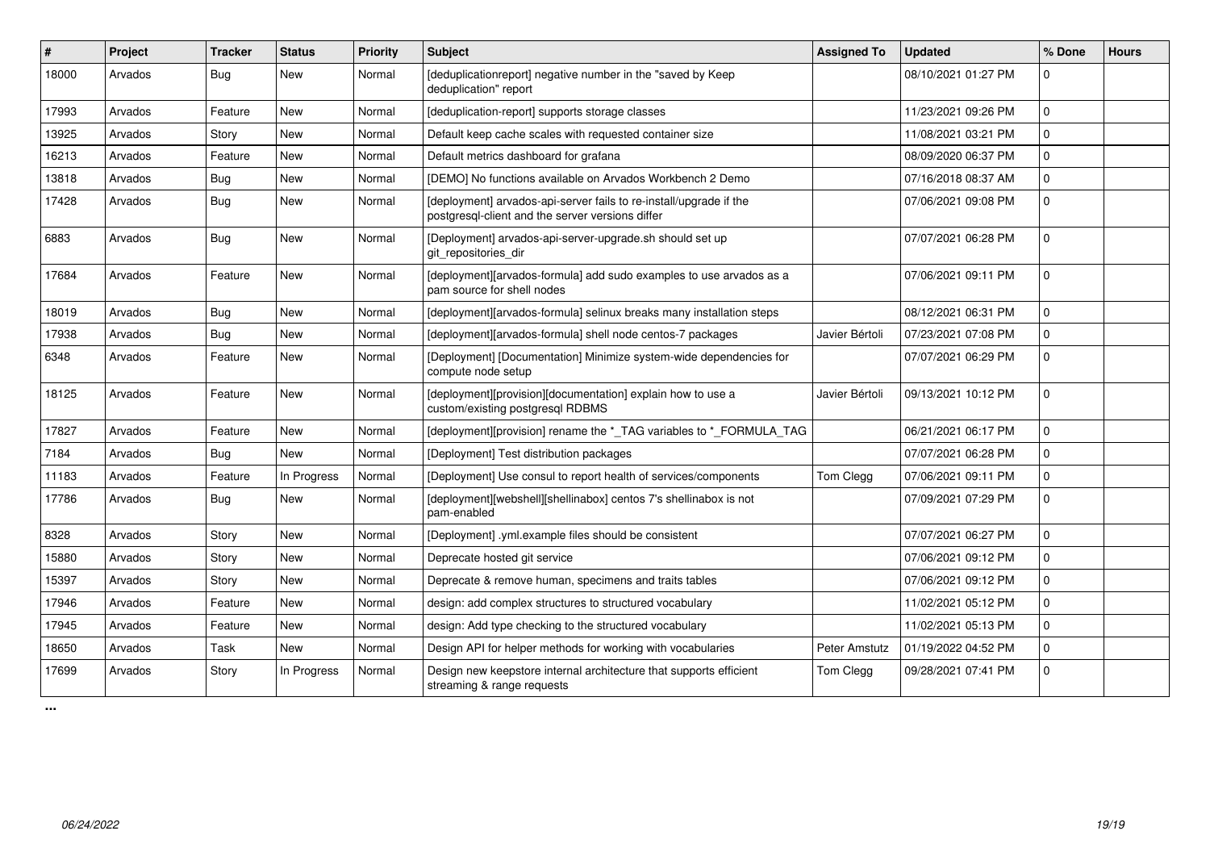| # | Project | Tracker | Status | Priority | Subject | Assigned To | Updated | % Done | Hours |
|---|---|---|---|---|---|---|---|---|---|
| 18000 | Arvados | Bug | New | Normal | [deduplicationreport] negative number in the "saved by Keep deduplication" report | | 08/10/2021 01:27 PM | 0 | |
| 17993 | Arvados | Feature | New | Normal | [deduplication-report] supports storage classes | | 11/23/2021 09:26 PM | 0 | |
| 13925 | Arvados | Story | New | Normal | Default keep cache scales with requested container size | | 11/08/2021 03:21 PM | 0 | |
| 16213 | Arvados | Feature | New | Normal | Default metrics dashboard for grafana | | 08/09/2020 06:37 PM | 0 | |
| 13818 | Arvados | Bug | New | Normal | [DEMO] No functions available on Arvados Workbench 2 Demo | | 07/16/2018 08:37 AM | 0 | |
| 17428 | Arvados | Bug | New | Normal | [deployment] arvados-api-server fails to re-install/upgrade if the postgresql-client and the server versions differ | | 07/06/2021 09:08 PM | 0 | |
| 6883 | Arvados | Bug | New | Normal | [Deployment] arvados-api-server-upgrade.sh should set up git_repositories_dir | | 07/07/2021 06:28 PM | 0 | |
| 17684 | Arvados | Feature | New | Normal | [deployment][arvados-formula] add sudo examples to use arvados as a pam source for shell nodes | | 07/06/2021 09:11 PM | 0 | |
| 18019 | Arvados | Bug | New | Normal | [deployment][arvados-formula] selinux breaks many installation steps | | 08/12/2021 06:31 PM | 0 | |
| 17938 | Arvados | Bug | New | Normal | [deployment][arvados-formula] shell node centos-7 packages | Javier Bértoli | 07/23/2021 07:08 PM | 0 | |
| 6348 | Arvados | Feature | New | Normal | [Deployment] [Documentation] Minimize system-wide dependencies for compute node setup | | 07/07/2021 06:29 PM | 0 | |
| 18125 | Arvados | Feature | New | Normal | [deployment][provision][documentation] explain how to use a custom/existing postgresql RDBMS | Javier Bértoli | 09/13/2021 10:12 PM | 0 | |
| 17827 | Arvados | Feature | New | Normal | [deployment][provision] rename the *_TAG variables to *_FORMULA_TAG | | 06/21/2021 06:17 PM | 0 | |
| 7184 | Arvados | Bug | New | Normal | [Deployment] Test distribution packages | | 07/07/2021 06:28 PM | 0 | |
| 11183 | Arvados | Feature | In Progress | Normal | [Deployment] Use consul to report health of services/components | Tom Clegg | 07/06/2021 09:11 PM | 0 | |
| 17786 | Arvados | Bug | New | Normal | [deployment][webshell][shellinabox] centos 7's shellinabox is not pam-enabled | | 07/09/2021 07:29 PM | 0 | |
| 8328 | Arvados | Story | New | Normal | [Deployment] .yml.example files should be consistent | | 07/07/2021 06:27 PM | 0 | |
| 15880 | Arvados | Story | New | Normal | Deprecate hosted git service | | 07/06/2021 09:12 PM | 0 | |
| 15397 | Arvados | Story | New | Normal | Deprecate & remove human, specimens and traits tables | | 07/06/2021 09:12 PM | 0 | |
| 17946 | Arvados | Feature | New | Normal | design: add complex structures to structured vocabulary | | 11/02/2021 05:12 PM | 0 | |
| 17945 | Arvados | Feature | New | Normal | design: Add type checking to the structured vocabulary | | 11/02/2021 05:13 PM | 0 | |
| 18650 | Arvados | Task | New | Normal | Design API for helper methods for working with vocabularies | Peter Amstutz | 01/19/2022 04:52 PM | 0 | |
| 17699 | Arvados | Story | In Progress | Normal | Design new keepstore internal architecture that supports efficient streaming & range requests | Tom Clegg | 09/28/2021 07:41 PM | 0 | |

...